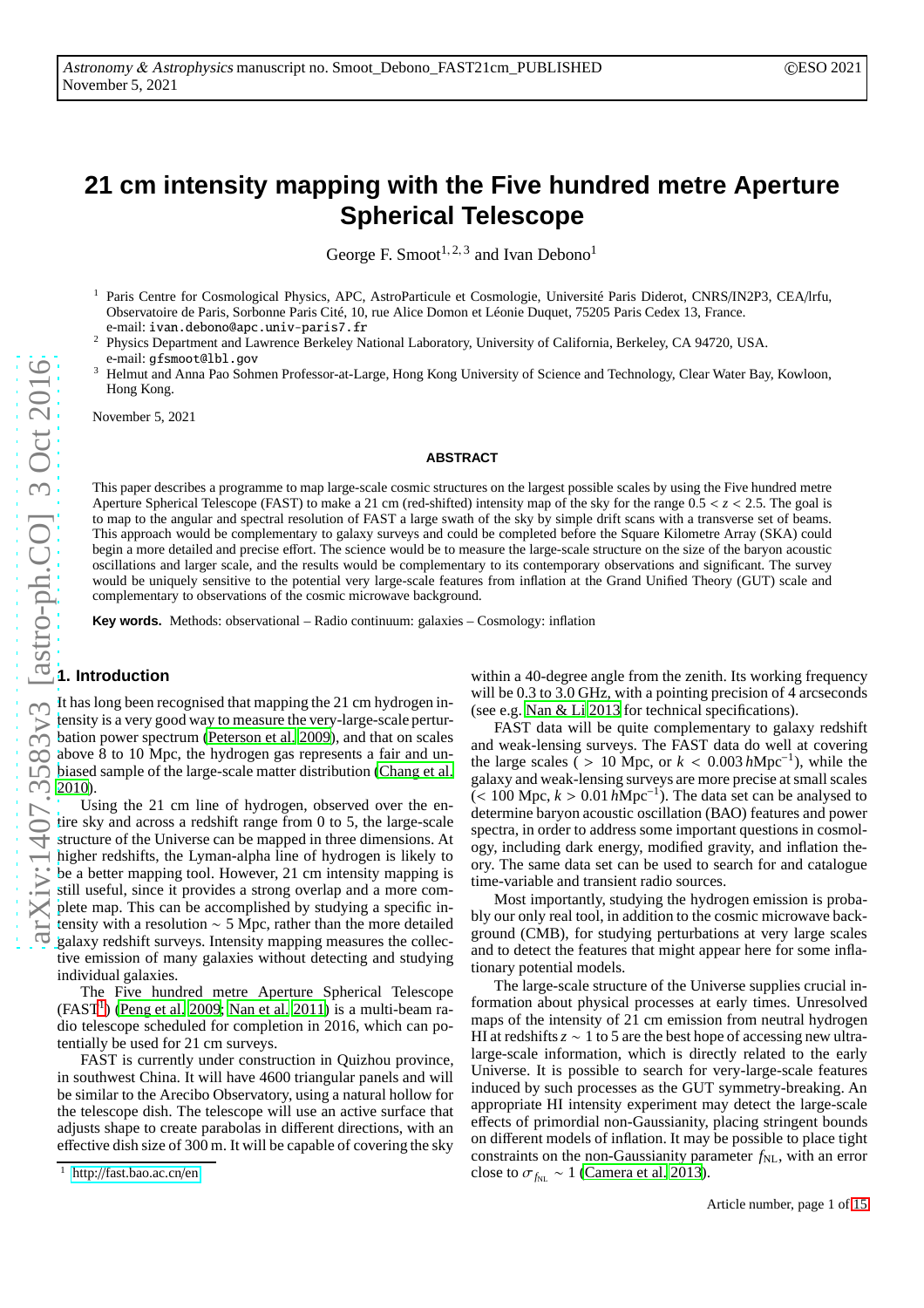# 21 cm intensity mapping with the Five hundred metre Aperture Spherical Telescope

George F. Smoot[1,2,3] and Ivan Debono[1]

[1] Paris Centre for Cosmological Physics, APC, AstroParticule et Cosmologie, Université Paris Diderot, CNRS/IN2P3, CEA/lrfu, Observatoire de Paris, Sorbonne Paris Cité, 10, rue Alice Domon et Léonie Duquet, 75205 Paris Cedex 13, France.
e-mail: ivan.debono@apc.univ-paris7.fr

[2] Physics Department and Lawrence Berkeley National Laboratory, University of California, Berkeley, CA 94720, USA.
e-mail: gfsmoot@lbl.gov

[3] Helmut and Anna Pao Sohmen Professor-at-Large, Hong Kong University of Science and Technology, Clear Water Bay, Kowloon, Hong Kong.

November 5, 2021

## ABSTRACT

This paper describes a programme to map large-scale cosmic structures on the largest possible scales by using the Five hundred metre Aperture Spherical Telescope (FAST) to make a 21 cm (red-shifted) intensity map of the sky for the range $0.5 < z < 2.5$. The goal is to map to the angular and spectral resolution of FAST a large swath of the sky by simple drift scans with a transverse set of beams. This approach would be complementary to galaxy surveys and could be completed before the Square Kilometre Array (SKA) could begin a more detailed and precise effort. The science would be to measure the large-scale structure on the size of the baryon acoustic oscillations and larger scale, and the results would be complementary to its contemporary observations and significant. The survey would be uniquely sensitive to the potential very large-scale features from inflation at the Grand Unified Theory (GUT) scale and complementary to observations of the cosmic microwave background.

**Key words.** Methods: observational – Radio continuum: galaxies – Cosmology: inflation

## 1. Introduction

It has long been recognised that mapping the 21 cm hydrogen intensity is a very good way to measure the very-large-scale perturbation power spectrum (Peterson et al. 2009), and that on scales above 8 to 10 Mpc, the hydrogen gas represents a fair and unbiased sample of the large-scale matter distribution (Chang et al. 2010).

Using the 21 cm line of hydrogen, observed over the entire sky and across a redshift range from 0 to 5, the large-scale structure of the Universe can be mapped in three dimensions. At higher redshifts, the Lyman-alpha line of hydrogen is likely to be a better mapping tool. However, 21 cm intensity mapping is still useful, since it provides a strong overlap and a more complete map. This can be accomplished by studying a specific intensity with a resolution $\sim 5$ Mpc, rather than the more detailed galaxy redshift surveys. Intensity mapping measures the collective emission of many galaxies without detecting and studying individual galaxies.

The Five hundred metre Aperture Spherical Telescope (FAST[1]) (Peng et al. 2009; Nan et al. 2011) is a multi-beam radio telescope scheduled for completion in 2016, which can potentially be used for 21 cm surveys.

FAST is currently under construction in Quizhou province, in southwest China. It will have 4600 triangular panels and will be similar to the Arecibo Observatory, using a natural hollow for the telescope dish. The telescope will use an active surface that adjusts shape to create parabolas in different directions, with an effective dish size of 300 m. It will be capable of covering the sky within a 40-degree angle from the zenith. Its working frequency will be 0.3 to 3.0 GHz, with a pointing precision of 4 arcseconds (see e.g. Nan & Li 2013 for technical specifications).

FAST data will be quite complementary to galaxy redshift and weak-lensing surveys. The FAST data do well at covering the large scales ( $> 10$ Mpc, or $k < 0.003\,h\text{Mpc}^{-1}$), while the galaxy and weak-lensing surveys are more precise at small scales ($< 100$ Mpc, $k > 0.01\,h\text{Mpc}^{-1}$). The data set can be analysed to determine baryon acoustic oscillation (BAO) features and power spectra, in order to address some important questions in cosmology, including dark energy, modified gravity, and inflation theory. The same data set can be used to search for and catalogue time-variable and transient radio sources.

Most importantly, studying the hydrogen emission is probably our only real tool, in addition to the cosmic microwave background (CMB), for studying perturbations at very large scales and to detect the features that might appear here for some inflationary potential models.

The large-scale structure of the Universe supplies crucial information about physical processes at early times. Unresolved maps of the intensity of 21 cm emission from neutral hydrogen HI at redshifts $z \sim 1$ to 5 are the best hope of accessing new ultra-large-scale information, which is directly related to the early Universe. It is possible to search for very-large-scale features induced by such processes as the GUT symmetry-breaking. An appropriate HI intensity experiment may detect the large-scale effects of primordial non-Gaussianity, placing stringent bounds on different models of inflation. It may be possible to place tight constraints on the non-Gaussianity parameter $f_{\rm NL}$, with an error close to $\sigma_{f_{\rm NL}} \sim 1$ (Camera et al. 2013).

[1] http://fast.bao.ac.cn/en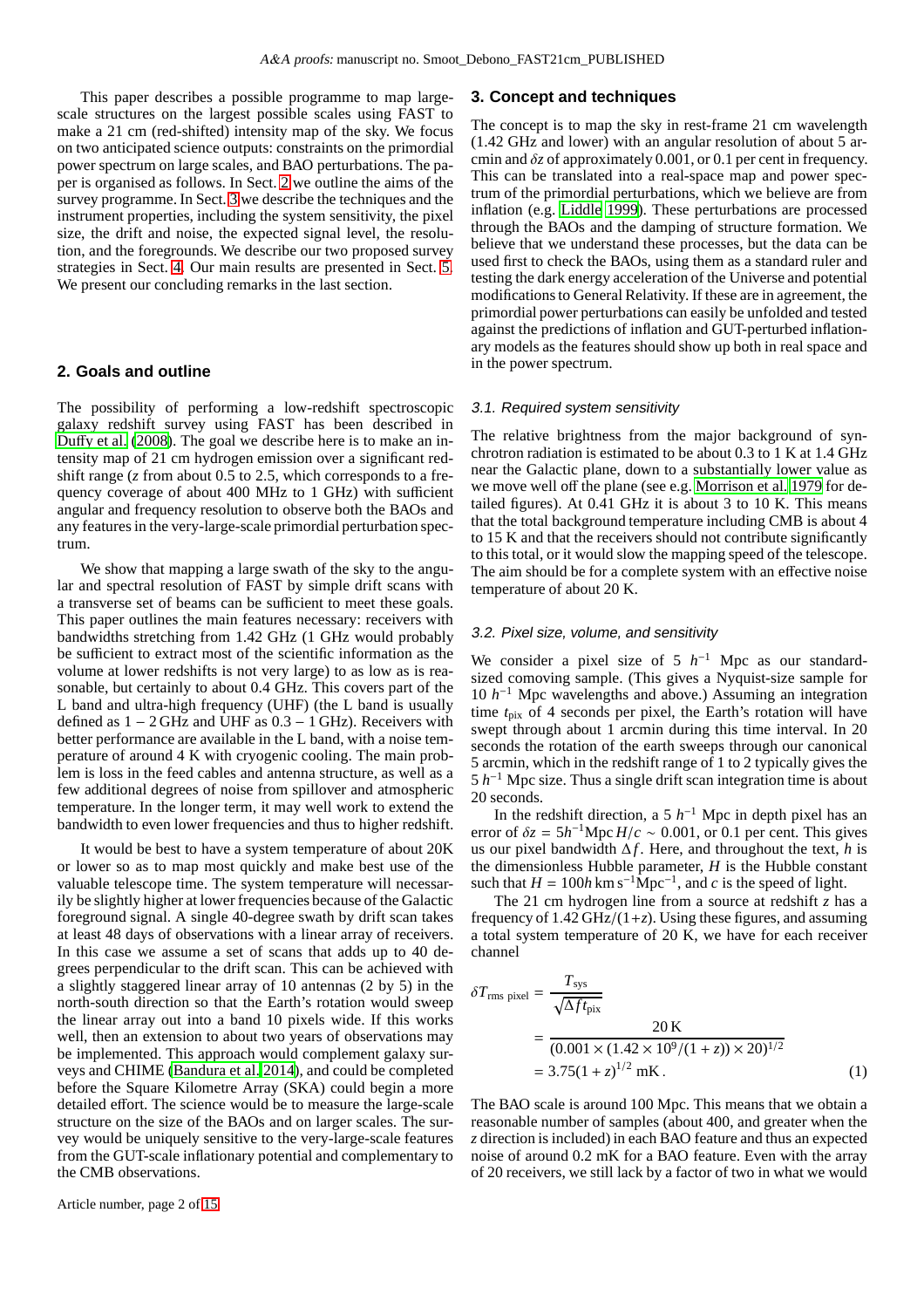This paper describes a possible programme to map large-scale structures on the largest possible scales using FAST to make a 21 cm (red-shifted) intensity map of the sky. We focus on two anticipated science outputs: constraints on the primordial power spectrum on large scales, and BAO perturbations. The paper is organised as follows. In Sect. 2 we outline the aims of the survey programme. In Sect. 3 we describe the techniques and the instrument properties, including the system sensitivity, the pixel size, the drift and noise, the expected signal level, the resolution, and the foregrounds. We describe our two proposed survey strategies in Sect. 4. Our main results are presented in Sect. 5. We present our concluding remarks in the last section.

## 2. Goals and outline

The possibility of performing a low-redshift spectroscopic galaxy redshift survey using FAST has been described in Duffy et al. (2008). The goal we describe here is to make an intensity map of 21 cm hydrogen emission over a significant redshift range ($z$ from about 0.5 to 2.5, which corresponds to a frequency coverage of about 400 MHz to 1 GHz) with sufficient angular and frequency resolution to observe both the BAOs and any features in the very-large-scale primordial perturbation spectrum.

We show that mapping a large swath of the sky to the angular and spectral resolution of FAST by simple drift scans with a transverse set of beams can be sufficient to meet these goals. This paper outlines the main features necessary: receivers with bandwidths stretching from 1.42 GHz (1 GHz would probably be sufficient to extract most of the scientific information as the volume at lower redshifts is not very large) to as low as is reasonable, but certainly to about 0.4 GHz. This covers part of the L band and ultra-high frequency (UHF) (the L band is usually defined as $1-2$ GHz and UHF as $0.3-1$ GHz). Receivers with better performance are available in the L band, with a noise temperature of around 4 K with cryogenic cooling. The main problem is loss in the feed cables and antenna structure, as well as a few additional degrees of noise from spillover and atmospheric temperature. In the longer term, it may well work to extend the bandwidth to even lower frequencies and thus to higher redshift.

It would be best to have a system temperature of about 20K or lower so as to map most quickly and make best use of the valuable telescope time. The system temperature will necessarily be slightly higher at lower frequencies because of the Galactic foreground signal. A single 40-degree swath by drift scan takes at least 48 days of observations with a linear array of receivers. In this case we assume a set of scans that adds up to 40 degrees perpendicular to the drift scan. This can be achieved with a slightly staggered linear array of 10 antennas (2 by 5) in the north-south direction so that the Earth's rotation would sweep the linear array out into a band 10 pixels wide. If this works well, then an extension to about two years of observations may be implemented. This approach would complement galaxy surveys and CHIME (Bandura et al. 2014), and could be completed before the Square Kilometre Array (SKA) could begin a more detailed effort. The science would be to measure the large-scale structure on the size of the BAOs and on larger scales. The survey would be uniquely sensitive to the very-large-scale features from the GUT-scale inflationary potential and complementary to the CMB observations.

## 3. Concept and techniques

The concept is to map the sky in rest-frame 21 cm wavelength (1.42 GHz and lower) with an angular resolution of about 5 arcmin and $\delta z$ of approximately 0.001, or 0.1 per cent in frequency. This can be translated into a real-space map and power spectrum of the primordial perturbations, which we believe are from inflation (e.g. Liddle 1999). These perturbations are processed through the BAOs and the damping of structure formation. We believe that we understand these processes, but the data can be used first to check the BAOs, using them as a standard ruler and testing the dark energy acceleration of the Universe and potential modifications to General Relativity. If these are in agreement, the primordial power perturbations can easily be unfolded and tested against the predictions of inflation and GUT-perturbed inflationary models as the features should show up both in real space and in the power spectrum.

### 3.1. Required system sensitivity

The relative brightness from the major background of synchrotron radiation is estimated to be about 0.3 to 1 K at 1.4 GHz near the Galactic plane, down to a substantially lower value as we move well off the plane (see e.g. Morrison et al. 1979 for detailed figures). At 0.41 GHz it is about 3 to 10 K. This means that the total background temperature including CMB is about 4 to 15 K and that the receivers should not contribute significantly to this total, or it would slow the mapping speed of the telescope. The aim should be for a complete system with an effective noise temperature of about 20 K.

### 3.2. Pixel size, volume, and sensitivity

We consider a pixel size of 5 $h^{-1}$ Mpc as our standard-sized comoving sample. (This gives a Nyquist-size sample for 10 $h^{-1}$ Mpc wavelengths and above.) Assuming an integration time $t_{\rm pix}$ of 4 seconds per pixel, the Earth's rotation will have swept through about 1 arcmin during this time interval. In 20 seconds the rotation of the earth sweeps through our canonical 5 arcmin, which in the redshift range of 1 to 2 typically gives the 5 $h^{-1}$ Mpc. Thus a single drift scan integration time is about 20 seconds.

In the redshift direction, a 5 $h^{-1}$ Mpc in depth pixel has an error of $\delta z = 5h^{-1}{\rm Mpc}\, H/c \sim 0.001$, or 0.1 per cent. This gives us our pixel bandwidth $\Delta f$. Here, and throughout the text, $h$ is the dimensionless Hubble parameter, $H$ is the Hubble constant such that $H = 100h\,{\rm km\,s^{-1}Mpc^{-1}}$, and $c$ is the speed of light.

The 21 cm hydrogen line from a source at redshift $z$ has a frequency of $1.42\,{\rm GHz}/(1+z)$. Using these figures, and assuming a total system temperature of 20 K, we have for each receiver channel

$$
\begin{aligned}
\delta T_{\rm rms\ pixel} &= \frac{T_{\rm sys}}{\sqrt{\Delta f t_{\rm pix}}} \\
&= \frac{20\,{\rm K}}{(0.001 \times (1.42 \times 10^9/(1+z)) \times 20)^{1/2}} \\
&= 3.75(1+z)^{1/2}\,{\rm mK}\,.
\end{aligned}
\tag{1}
$$

The BAO scale is around 100 Mpc. This means that we obtain a reasonable number of samples (about 400, and greater when the $z$ direction is included) in each BAO feature and thus an expected noise of around 0.2 mK for a BAO feature. Even with the array of 20 receivers, we still lack by a factor of two in what we would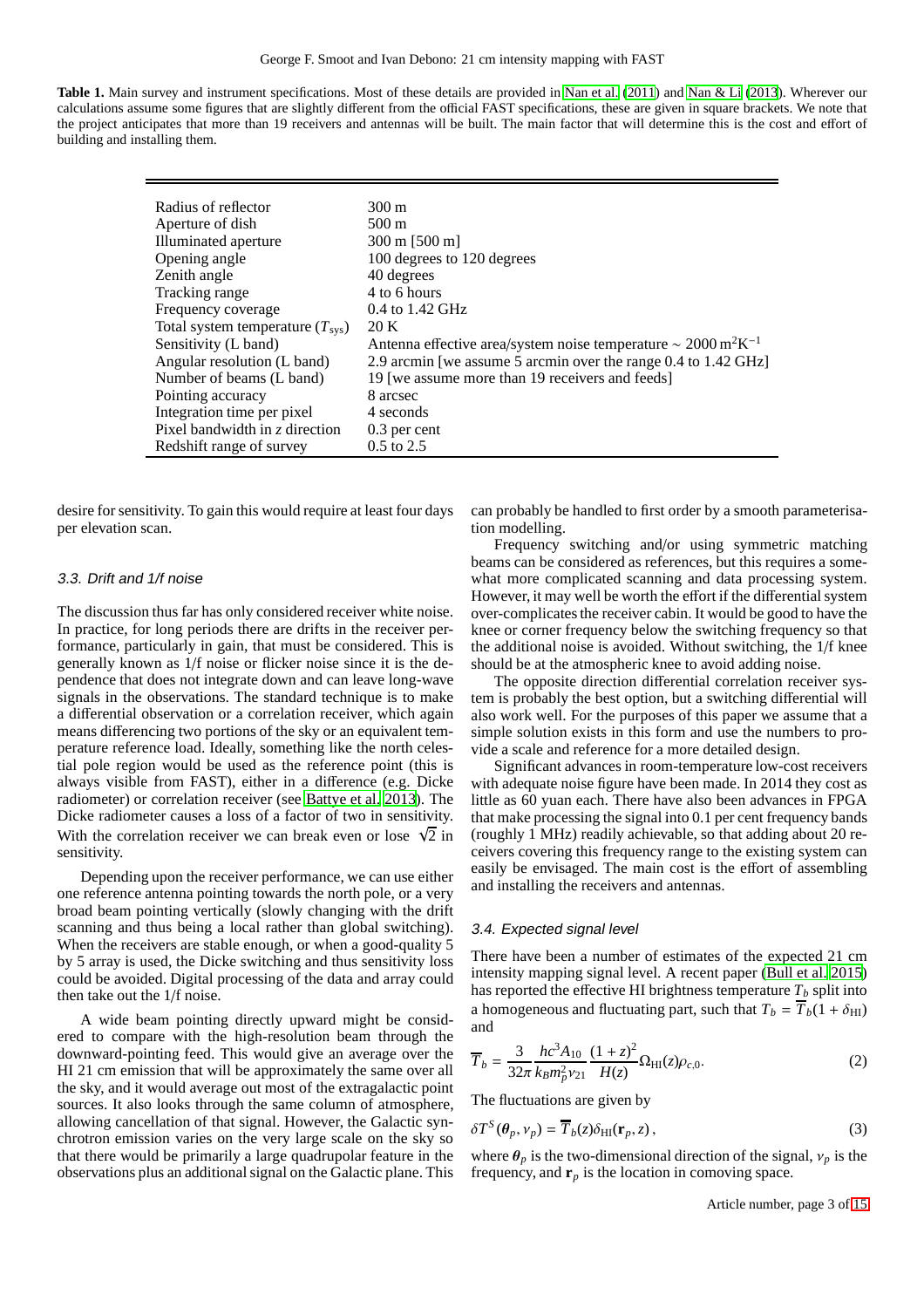**Table 1.** Main survey and instrument specifications. Most of these details are provided in Nan et al. (2011) and Nan & Li (2013). Wherever our calculations assume some figures that are slightly different from the official FAST specifications, these are given in square brackets. We note that the project anticipates that more than 19 receivers and antennas will be built. The main factor that will determine this is the cost and effort of building and installing them.

| | |
|---|---|
| Radius of reflector | 300 m |
| Aperture of dish | 500 m |
| Illuminated aperture | 300 m [500 m] |
| Opening angle | 100 degrees to 120 degrees |
| Zenith angle | 40 degrees |
| Tracking range | 4 to 6 hours |
| Frequency coverage | 0.4 to 1.42 GHz |
| Total system temperature ($T_{\rm sys}$) | 20 K |
| Sensitivity (L band) | Antenna effective area/system noise temperature $\sim 2000\,{\rm m}^2{\rm K}^{-1}$ |
| Angular resolution (L band) | 2.9 arcmin [we assume 5 arcmin over the range 0.4 to 1.42 GHz] |
| Number of beams (L band) | 19 [we assume more than 19 receivers and feeds] |
| Pointing accuracy | 8 arcsec |
| Integration time per pixel | 4 seconds |
| Pixel bandwidth in $z$ direction | 0.3 per cent |
| Redshift range of survey | 0.5 to 2.5 |

desire for sensitivity. To gain this would require at least four days per elevation scan.

### 3.3. Drift and 1/f noise

The discussion thus far has only considered receiver white noise. In practice, for long periods there are drifts in the receiver performance, particularly in gain, that must be considered. This is generally known as 1/f noise or flicker noise since it is the dependence that does not integrate down and can leave long-wave signals in the observations. The standard technique is to make a differential observation or a correlation receiver, which again means differencing two portions of the sky or an equivalent temperature reference load. Ideally, something like the north celestial pole region would be used as the reference point (this is always visible from FAST), either in a difference (e.g. Dicke radiometer) or correlation receiver (see Battye et al. 2013). The Dicke radiometer causes a loss of a factor of two in sensitivity. With the correlation receiver we can break even or lose $\sqrt{2}$ in sensitivity.

Depending upon the receiver performance, we can use either one reference antenna pointing towards the north pole, or a very broad beam pointing vertically (slowly changing with the drift scanning and thus being a local rather than global switching). When the receivers are stable enough, or when a good-quality 5 by 5 array is used, the Dicke switching and thus sensitivity loss could be avoided. Digital processing of the data and array could then take out the 1/f noise.

A wide beam pointing directly upward might be considered to compare with the high-resolution beam through the downward-pointing feed. This would give an average over the HI 21 cm emission that will be approximately the same over all the sky, and it would average out most of the extragalactic point sources. It also looks through the same column of atmosphere, allowing cancellation of that signal. However, the Galactic synchrotron emission varies on the very large scale on the sky so that there would be primarily a large quadrupolar feature in the observations plus an additional signal on the Galactic plane. This can probably be handled to first order by a smooth parameterisation modelling.

Frequency switching and/or using symmetric matching beams can be considered as references, but this requires a somewhat more complicated scanning and data processing system. However, it may well be worth the effort if the differential system over-complicates the receiver cabin. It would be good to have the knee or corner frequency below the switching frequency so that the additional noise is avoided. Without switching, the 1/f knee should be at the atmospheric knee to avoid adding noise.

The opposite direction differential correlation receiver system is probably the best option, but a switching differential will also work well. For the purposes of this paper we assume that a simple solution exists in this form and use the numbers to provide a scale and reference for a more detailed design.

Significant advances in room-temperature low-cost receivers with adequate noise figure have been made. In 2014 they cost as little as 60 yuan each. There have also been advances in FPGA that make processing the signal into 0.1 per cent frequency bands (roughly 1 MHz) readily achievable, so that adding about 20 receivers covering this frequency range to the existing system can easily be envisaged. The main cost is the effort of assembling and installing the receivers and antennas.

### 3.4. Expected signal level

There have been a number of estimates of the expected 21 cm intensity mapping signal level. A recent paper (Bull et al. 2015) has reported the effective HI brightness temperature $T_b$ split into a homogeneous and fluctuating part, such that $T_b = \overline{T}_b(1 + \delta_{\rm HI})$ and

$$\overline{T}_b = \frac{3}{32\pi}\frac{hc^3 A_{10}}{k_B m_p^2 \nu_{21}}\frac{(1+z)^2}{H(z)}\Omega_{\rm HI}(z)\rho_{c,0}. \tag{2}$$

The fluctuations are given by

$$\delta T^S(\boldsymbol{\theta}_p, \nu_p) = \overline{T}_b(z)\delta_{\rm HI}(\mathbf{r}_p, z)\,, \tag{3}$$

where $\boldsymbol{\theta}_p$ is the two-dimensional direction of the signal, $\nu_p$ is the frequency, and $\mathbf{r}_p$ is the location in comoving space.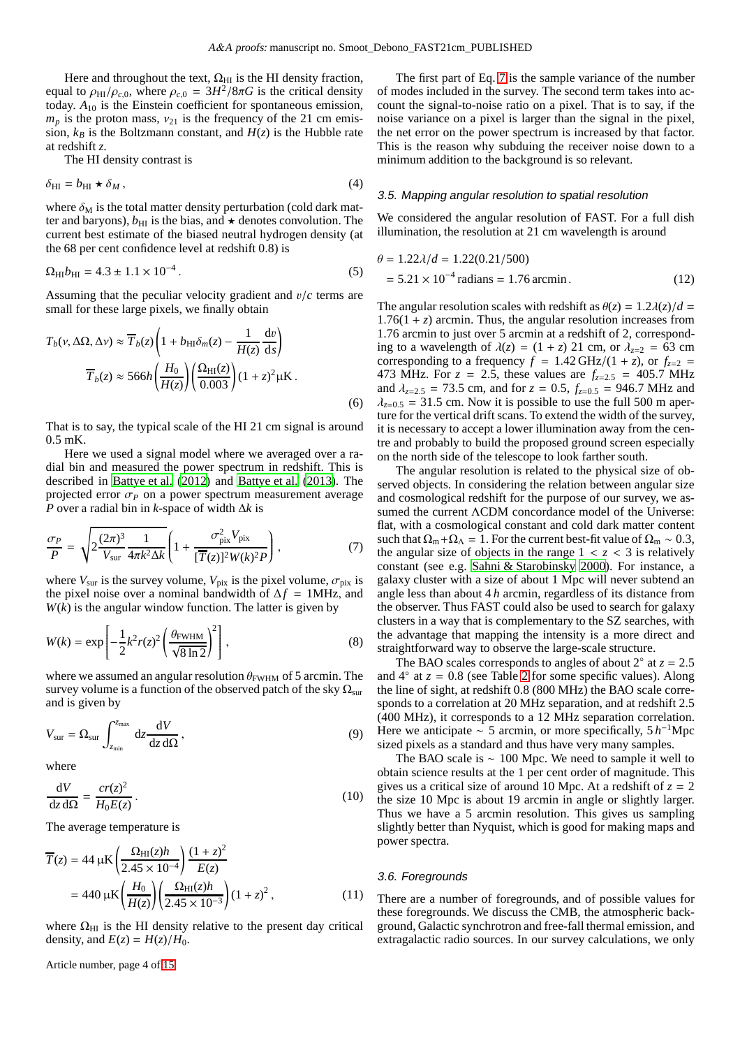Here and throughout the text, $\Omega_{\rm HI}$ is the HI density fraction, equal to $\rho_{\rm HI}/\rho_{c,0}$, where $\rho_{c,0} = 3H^2/8\pi G$ is the critical density today. $A_{10}$ is the Einstein coefficient for spontaneous emission, $m_p$ is the proton mass, $\nu_{21}$ is the frequency of the 21 cm emission, $k_B$ is the Boltzmann constant, and $H(z)$ is the Hubble rate at redshift $z$.

The HI density contrast is

$$\delta_{\rm HI} = b_{\rm HI} \star \delta_M \,, \tag{4}$$

where $\delta_{\rm M}$ is the total matter density perturbation (cold dark matter and baryons), $b_{\rm HI}$ is the bias, and $\star$ denotes convolution. The current best estimate of the biased neutral hydrogen density (at the 68 per cent confidence level at redshift 0.8) is

$$\Omega_{\rm HI} b_{\rm HI} = 4.3 \pm 1.1 \times 10^{-4} \,. \tag{5}$$

Assuming that the peculiar velocity gradient and $v/c$ terms are small for these large pixels, we finally obtain

$$T_b(\nu, \Delta\Omega, \Delta\nu) \approx \overline{T}_b(z)\left(1 + b_{\rm HI}\delta_m(z) - \frac{1}{H(z)}\frac{{\rm d}v}{{\rm d}s}\right)$$
$$\overline{T}_b(z) \approx 566h\left(\frac{H_0}{H(z)}\right)\left(\frac{\Omega_{\rm HI}(z)}{0.003}\right)(1+z)^2 \mu{\rm K}\,. \tag{6}$$

That is to say, the typical scale of the HI 21 cm signal is around 0.5 mK.

Here we used a signal model where we averaged over a radial bin and measured the power spectrum in redshift. This is described in Battye et al. (2012) and Battye et al. (2013). The projected error $\sigma_P$ on a power spectrum measurement average $P$ over a radial bin in $k$-space of width $\Delta k$ is

$$\frac{\sigma_P}{P} = \sqrt{2\frac{(2\pi)^3}{V_{\rm sur}}\frac{1}{4\pi k^2 \Delta k}}\left(1 + \frac{\sigma^2_{\rm pix} V_{\rm pix}}{[\overline{T}(z)]^2 W(k)^2 P}\right), \tag{7}$$

where $V_{\rm sur}$ is the survey volume, $V_{\rm pix}$ is the pixel volume, $\sigma_{\rm pix}$ is the pixel noise over a nominal bandwidth of $\Delta f = 1$MHz, and $W(k)$ is the angular window function. The latter is given by

$$W(k) = \exp\left[-\frac{1}{2}k^2 r(z)^2\left(\frac{\theta_{\rm FWHM}}{\sqrt{8\ln 2}}\right)^2\right], \tag{8}$$

where we assumed an angular resolution $\theta_{\rm FWHM}$ of 5 arcmin. The survey volume is a function of the observed patch of the sky $\Omega_{\rm sur}$ and is given by

$$V_{\rm sur} = \Omega_{\rm sur}\int_{z_{\rm min}}^{z_{\rm max}} {\rm d}z \frac{{\rm d}V}{{\rm d}z\,{\rm d}\Omega}\,, \tag{9}$$

where

$$\frac{{\rm d}V}{{\rm d}z\,{\rm d}\Omega} = \frac{cr(z)^2}{H_0 E(z)}\,. \tag{10}$$

The average temperature is

$$\overline{T}(z) = 44\,\mu{\rm K}\left(\frac{\Omega_{\rm HI}(z)h}{2.45\times10^{-4}}\right)\frac{(1+z)^2}{E(z)}$$
$$= 440\,\mu{\rm K}\left(\frac{H_0}{H(z)}\right)\left(\frac{\Omega_{\rm HI}(z)h}{2.45\times10^{-3}}\right)(1+z)^2\,, \tag{11}$$

where $\Omega_{\rm HI}$ is the HI density relative to the present day critical density, and $E(z) = H(z)/H_0$.

The first part of Eq. 7 is the sample variance of the number of modes included in the survey. The second term takes into account the signal-to-noise ratio on a pixel. That is to say, if the noise variance on a pixel is larger than the signal in the pixel, the net error on the power spectrum is increased by that factor. This is the reason why subduing the receiver noise down to a minimum addition to the background is so relevant.

### 3.5. Mapping angular resolution to spatial resolution

We considered the angular resolution of FAST. For a full dish illumination, the resolution at 21 cm wavelength is around

$$\theta = 1.22\lambda/d = 1.22(0.21/500)$$
$$= 5.21\times10^{-4}\,{\rm radians} = 1.76\,{\rm arcmin}\,. \tag{12}$$

The angular resolution scales with redshift as $\theta(z) = 1.2\lambda(z)/d = 1.76(1+z)$ arcmin. Thus, the angular resolution increases from 1.76 arcmin to just over 5 arcmin at a redshift of 2, corresponding to a wavelength of $\lambda(z) = (1+z)$ 21 cm, or $\lambda_{z=2} = 63$ cm corresponding to a frequency $f = 1.42\,{\rm GHz}/(1+z)$, or $f_{z=2} = 473$ MHz. For $z = 2.5$, these values are $f_{z=2.5} = 405.7$ MHz and $\lambda_{z=2.5} = 73.5$ cm, and for $z = 0.5$, $f_{z=0.5} = 946.7$ MHz and $\lambda_{z=0.5} = 31.5$ cm. Now it is possible to use the full 500 m aperture for the vertical drift scans. To extend the width of the survey, it is necessary to accept a lower illumination away from the centre and probably to build the proposed ground screen especially on the north side of the telescope to look farther south.

The angular resolution is related to the physical size of observed objects. In considering the relation between angular size and cosmological redshift for the purpose of our survey, we assumed the current ΛCDM concordance model of the Universe: flat, with a cosmological constant and cold dark matter content such that $\Omega_{\rm m}+\Omega_\Lambda = 1$. For the current best-fit value of $\Omega_{\rm m} \sim 0.3$, the angular size of objects in the range $1 < z < 3$ is relatively constant (see e.g. Sahni & Starobinsky 2000). For instance, a galaxy cluster with a size of about 1 Mpc will never subtend an angle less than about $4\,h$ arcmin, regardless of its distance from the observer. Thus FAST could also be used to search for galaxy clusters in a way that is complementary to the SZ searches, with the advantage that mapping the intensity is a more direct and straightforward way to observe the large-scale structure.

The BAO scales corresponds to angles of about 2° at $z = 2.5$ and 4° at $z = 0.8$ (see Table 2 for some specific values). Along the line of sight, at redshift 0.8 (800 MHz) the BAO scale corresponds to a correlation at 20 MHz separation, and at redshift 2.5 (400 MHz), it corresponds to a 12 MHz separation correlation. Here we anticipate $\sim$ 5 arcmin, or more specifically, $5\,h^{-1}$Mpc sized pixels as a standard and thus have very many samples.

The BAO scale is $\sim$ 100 Mpc. We need to sample it well to obtain science results at the 1 per cent order of magnitude. This gives us a critical size of around 10 Mpc. At a redshift of $z = 2$ the size 10 Mpc is about 19 arcmin in angle or slightly larger. Thus we have a 5 arcmin resolution. This gives us sampling slightly better than Nyquist, which is good for making maps and power spectra.

### 3.6. Foregrounds

There are a number of foregrounds, and of possible values for these foregrounds. We discuss the CMB, the atmospheric background, Galactic synchrotron and free-fall thermal emission, and extragalactic radio sources. In our survey calculations, we only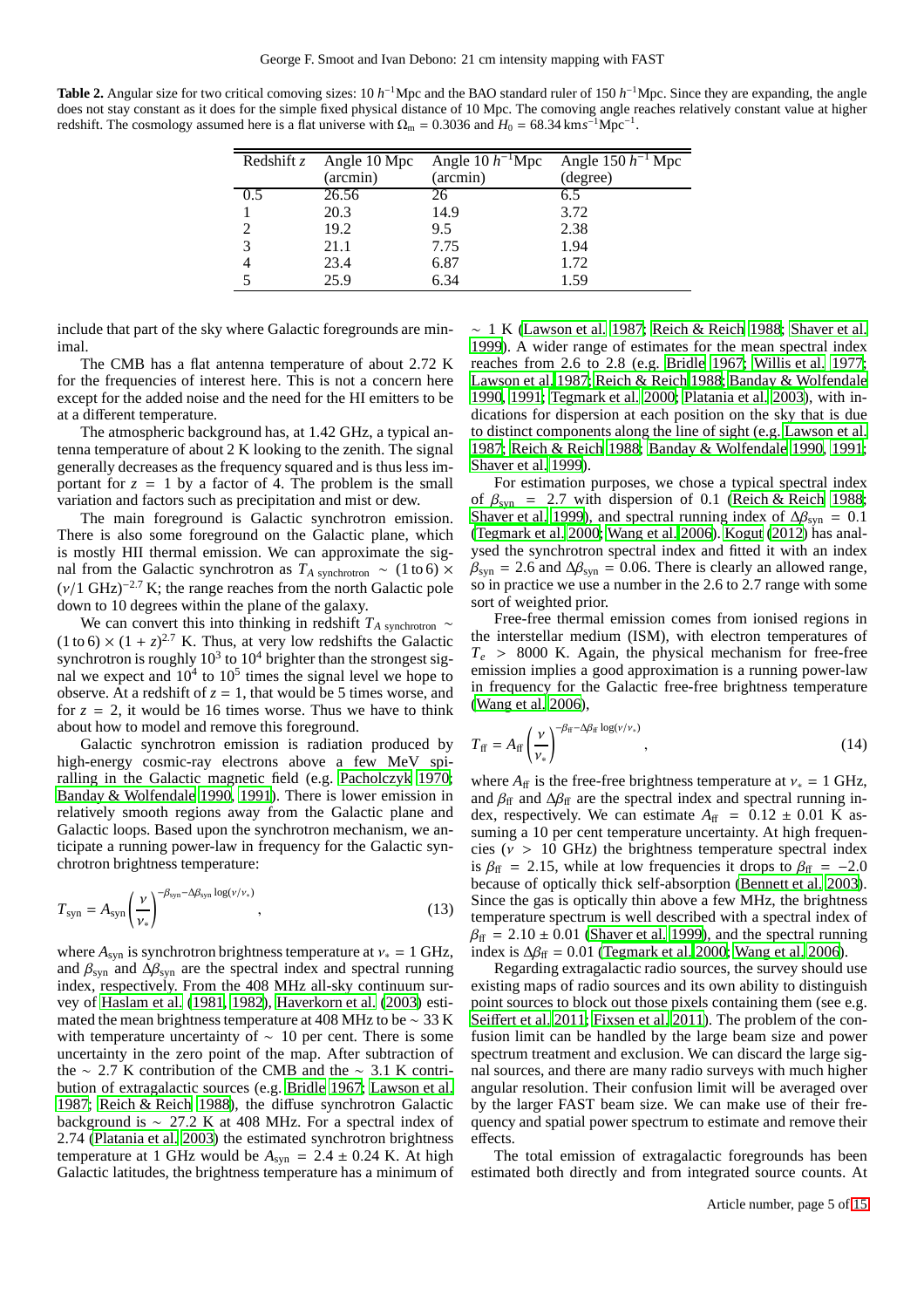**Table 2.** Angular size for two critical comoving sizes: 10 $h^{-1}$Mpc and the BAO standard ruler of 150 $h^{-1}$Mpc. Since they are expanding, the angle does not stay constant as it does for the simple fixed physical distance of 10 Mpc. The comoving angle reaches relatively constant value at higher redshift. The cosmology assumed here is a flat universe with $\Omega_m = 0.3036$ and $H_0 = 68.34\,\mathrm{km s^{-1} Mpc^{-1}}$.

| Redshift $z$ | Angle 10 Mpc (arcmin) | Angle 10 $h^{-1}$Mpc (arcmin) | Angle 150 $h^{-1}$ Mpc (degree) |
|---|---|---|---|
| 0.5 | 26.56 | 26 | 6.5 |
| 1 | 20.3 | 14.9 | 3.72 |
| 2 | 19.2 | 9.5 | 2.38 |
| 3 | 21.1 | 7.75 | 1.94 |
| 4 | 23.4 | 6.87 | 1.72 |
| 5 | 25.9 | 6.34 | 1.59 |

include that part of the sky where Galactic foregrounds are minimal.

The CMB has a flat antenna temperature of about 2.72 K for the frequencies of interest here. This is not a concern here except for the added noise and the need for the HI emitters to be at a different temperature.

The atmospheric background has, at 1.42 GHz, a typical antenna temperature of about 2 K looking to the zenith. The signal generally decreases as the frequency squared and is thus less important for $z = 1$ by a factor of 4. The problem is the small variation and factors such as precipitation and mist or dew.

The main foreground is Galactic synchrotron emission. There is also some foreground on the Galactic plane, which is mostly HII thermal emission. We can approximate the signal from the Galactic synchrotron as $T_{A\ \mathrm{synchrotron}} \sim (1\ \mathrm{to}\ 6) \times (\nu/1\ \mathrm{GHz})^{-2.7}$ K; the range reaches from the north Galactic pole down to 10 degrees within the plane of the galaxy.

We can convert this into thinking in redshift $T_{A\ \mathrm{synchrotron}} \sim (1\ \mathrm{to}\ 6) \times (1+z)^{2.7}$ K. Thus, at very low redshifts the Galactic synchrotron is roughly $10^3$ to $10^4$ brighter than the strongest signal we expect and $10^4$ to $10^5$ times the signal level we hope to observe. At a redshift of $z = 1$, that would be 5 times worse, and for $z = 2$, it would be 16 times worse. Thus we have to think about how to model and remove this foreground.

Galactic synchrotron emission is radiation produced by high-energy cosmic-ray electrons above a few MeV spiralling in the Galactic magnetic field (e.g. Pacholczyk 1970; Banday & Wolfendale 1990, 1991). There is lower emission in relatively smooth regions away from the Galactic plane and Galactic loops. Based upon the synchrotron mechanism, we anticipate a running power-law in frequency for the Galactic synchrotron brightness temperature:

$$T_{\mathrm{syn}} = A_{\mathrm{syn}} \left(\frac{\nu}{\nu_*}\right)^{-\beta_{\mathrm{syn}} - \Delta\beta_{\mathrm{syn}} \log(\nu/\nu_*)}, \tag{13}$$

where $A_{\mathrm{syn}}$ is synchrotron brightness temperature at $\nu_* = 1$ GHz, and $\beta_{\mathrm{syn}}$ and $\Delta\beta_{\mathrm{syn}}$ are the spectral index and spectral running index, respectively. From the 408 MHz all-sky continuum survey of Haslam et al. (1981, 1982), Haverkorn et al. (2003) estimated the mean brightness temperature at 408 MHz to be $\sim 33$ K with temperature uncertainty of $\sim$ 10 per cent. There is some uncertainty in the zero point of the map. After subtraction of the $\sim$ 2.7 K contribution of the CMB and the $\sim$ 3.1 K contribution of extragalactic sources (e.g. Bridle 1967; Lawson et al. 1987; Reich & Reich 1988), the diffuse synchrotron Galactic background is $\sim$ 27.2 K at 408 MHz. For a spectral index of 2.74 (Platania et al. 2003) the estimated synchrotron brightness temperature at 1 GHz would be $A_{\mathrm{syn}} = 2.4 \pm 0.24$ K. At high Galactic latitudes, the brightness temperature has a minimum of $\sim$ 1 K (Lawson et al. 1987; Reich & Reich 1988; Shaver et al. 1999). A wider range of estimates for the mean spectral index reaches from 2.6 to 2.8 (e.g. Bridle 1967; Willis et al. 1977; Lawson et al. 1987; Reich & Reich 1988; Banday & Wolfendale 1990, 1991; Tegmark et al. 2000; Platania et al. 2003), with indications for dispersion at each position on the sky that is due to distinct components along the line of sight (e.g. Lawson et al. 1987; Reich & Reich 1988; Banday & Wolfendale 1990, 1991; Shaver et al. 1999).

For estimation purposes, we chose a typical spectral index of $\beta_{\mathrm{syn}} = 2.7$ with dispersion of 0.1 (Reich & Reich 1988; Shaver et al. 1999), and spectral running index of $\Delta\beta_{\mathrm{syn}} = 0.1$ (Tegmark et al. 2000; Wang et al. 2006). Kogut (2012) has analysed the synchrotron spectral index and fitted it with an index $\beta_{\mathrm{syn}} = 2.6$ and $\Delta\beta_{\mathrm{syn}} = 0.06$. There is clearly an allowed range, so in practice we use a number in the 2.6 to 2.7 range with some sort of weighted prior.

Free-free thermal emission comes from ionised regions in the interstellar medium (ISM), with electron temperatures of $T_e > 8000$ K. Again, the physical mechanism for free-free emission implies a good approximation is a running power-law in frequency for the Galactic free-free brightness temperature (Wang et al. 2006),

$$T_{\mathrm{ff}} = A_{\mathrm{ff}} \left(\frac{\nu}{\nu_*}\right)^{-\beta_{\mathrm{ff}} - \Delta\beta_{\mathrm{ff}} \log(\nu/\nu_*)}, \tag{14}$$

where $A_{\mathrm{ff}}$ is the free-free brightness temperature at $\nu_* = 1$ GHz, and $\beta_{\mathrm{ff}}$ and $\Delta\beta_{\mathrm{ff}}$ are the spectral index and spectral running index, respectively. We can estimate $A_{\mathrm{ff}} = 0.12 \pm 0.01$ K assuming a 10 per cent temperature uncertainty. At high frequencies ($\nu > 10$ GHz) the brightness temperature spectral index is $\beta_{\mathrm{ff}} = 2.15$, while at low frequencies it drops to $\beta_{\mathrm{ff}} = -2.0$ because of optically thick self-absorption (Bennett et al. 2003). Since the gas is optically thin above a few MHz, the brightness temperature spectrum is well described with a spectral index of $\beta_{\mathrm{ff}} = 2.10 \pm 0.01$ (Shaver et al. 1999), and the spectral running index is $\Delta\beta_{\mathrm{ff}} = 0.01$ (Tegmark et al. 2000; Wang et al. 2006).

Regarding extragalactic radio sources, the survey should use existing maps of radio sources and its own ability to distinguish point sources to block out those pixels containing them (see e.g. Seiffert et al. 2011; Fixsen et al. 2011). The problem of the confusion limit can be handled by the large beam size and power spectrum treatment and exclusion. We can discard the large signal sources, and there are many radio surveys with much higher angular resolution. Their confusion limit will be averaged over by the larger FAST beam size. We can make use of their frequency and spatial power spectrum to estimate and remove their effects.

The total emission of extragalactic foregrounds has been estimated both directly and from integrated source counts. At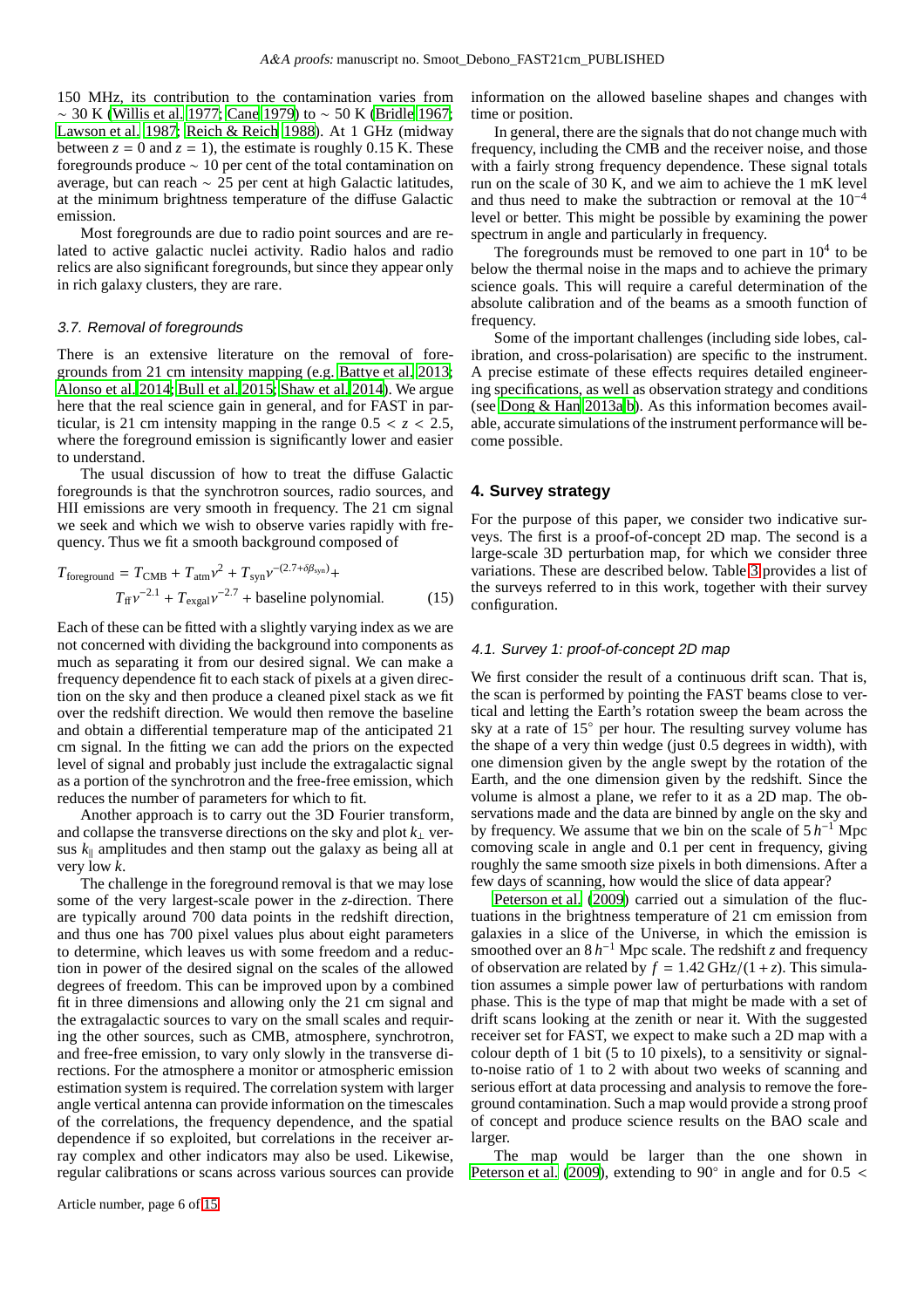150 MHz, its contribution to the contamination varies from $\sim 30$ K (Willis et al. 1977; Cane 1979) to $\sim 50$ K (Bridle 1967; Lawson et al. 1987; Reich & Reich 1988). At 1 GHz (midway between $z = 0$ and $z = 1$), the estimate is roughly 0.15 K. These foregrounds produce $\sim 10$ per cent of the total contamination on average, but can reach $\sim 25$ per cent at high Galactic latitudes, at the minimum brightness temperature of the diffuse Galactic emission.

Most foregrounds are due to radio point sources and are related to active galactic nuclei activity. Radio halos and radio relics are also significant foregrounds, but since they appear only in rich galaxy clusters, they are rare.

### 3.7. Removal of foregrounds

There is an extensive literature on the removal of foregrounds from 21 cm intensity mapping (e.g. Battye et al. 2013; Alonso et al. 2014; Bull et al. 2015; Shaw et al. 2014). We argue here that the real science gain in general, and for FAST in particular, is 21 cm intensity mapping in the range $0.5 < z < 2.5$, where the foreground emission is significantly lower and easier to understand.

The usual discussion of how to treat the diffuse Galactic foregrounds is that the synchrotron sources, radio sources, and HII emissions are very smooth in frequency. The 21 cm signal we seek and which we wish to observe varies rapidly with frequency. Thus we fit a smooth background composed of

$$T_{\rm foreground} = T_{\rm CMB} + T_{\rm atm}\nu^2 + T_{\rm syn}\nu^{-(2.7+\delta\beta_{\rm syn})} + T_{\rm ff}\nu^{-2.1} + T_{\rm exgal}\nu^{-2.7} + \text{baseline polynomial}. \quad (15)$$

Each of these can be fitted with a slightly varying index as we are not concerned with dividing the background into components as much as separating it from our desired signal. We can make a frequency dependence fit to each stack of pixels at a given direction on the sky and then produce a cleaned pixel stack as we fit over the redshift direction. We would then remove the baseline and obtain a differential temperature map of the anticipated 21 cm signal. In the fitting we can add the priors on the expected level of signal and probably just include the extragalactic signal as a portion of the synchrotron and the free-free emission, which reduces the number of parameters for which to fit.

Another approach is to carry out the 3D Fourier transform, and collapse the transverse directions on the sky and plot $k_\perp$ versus $k_\parallel$ amplitudes and then stamp out the galaxy as being all at very low $k$.

The challenge in the foreground removal is that we may lose some of the very largest-scale power in the $z$-direction. There are typically around 700 data points in the redshift direction, and thus one has 700 pixel values plus about eight parameters to determine, which leaves us with some freedom and a reduction in power of the desired signal on the scales of the allowed degrees of freedom. This can be improved upon by a combined fit in three dimensions and allowing only the 21 cm signal and the extragalactic sources to vary on the small scales and requiring the other sources, such as CMB, atmosphere, synchrotron, and free-free emission, to vary only slowly in the transverse directions. For the atmosphere a monitor or atmospheric emission estimation system is required. The correlation system with larger angle vertical antenna can provide information on the timescales of the correlations, the frequency dependence, and the spatial dependence if so exploited, but correlations in the receiver array complex and other indicators may also be used. Likewise, regular calibrations or scans across various sources can provide information on the allowed baseline shapes and changes with time or position.

In general, there are the signals that do not change much with frequency, including the CMB and the receiver noise, and those with a fairly strong frequency dependence. These signal totals run on the scale of 30 K, and we aim to achieve the 1 mK level and thus need to make the subtraction or removal at the $10^{-4}$ level or better. This might be possible by examining the power spectrum in angle and particularly in frequency.

The foregrounds must be removed to one part in $10^4$ to be below the thermal noise in the maps and to achieve the primary science goals. This will require a careful determination of the absolute calibration and of the beams as a smooth function of frequency.

Some of the important challenges (including side lobes, calibration, and cross-polarisation) are specific to the instrument. A precise estimate of these effects requires detailed engineering specifications, as well as observation strategy and conditions (see Dong & Han 2013a,b). As this information becomes available, accurate simulations of the instrument performance will become possible.

## 4. Survey strategy

For the purpose of this paper, we consider two indicative surveys. The first is a proof-of-concept 2D map. The second is a large-scale 3D perturbation map, for which we consider three variations. These are described below. Table 3 provides a list of the surveys referred to in this work, together with their survey configuration.

### 4.1. Survey 1: proof-of-concept 2D map

We first consider the result of a continuous drift scan. That is, the scan is performed by pointing the FAST beams close to vertical and letting the Earth's rotation sweep the beam across the sky at a rate of $15^\circ$ per hour. The resulting survey volume has the shape of a very thin wedge (just 0.5 degrees in width), with one dimension given by the angle swept by the rotation of the Earth, and the one dimension given by the redshift. Since the volume is almost a plane, we refer to it as a 2D map. The observations made and the data are binned by angle on the sky and by frequency. We assume that we bin on the scale of $5\,h^{-1}$ Mpc comoving scale in angle and 0.1 per cent in frequency, giving roughly the same smooth size pixels in both dimensions. After a few days of scanning, how would the slice of data appear?

Peterson et al. (2009) carried out a simulation of the fluctuations in the brightness temperature of 21 cm emission from galaxies in a slice of the Universe, in which the emission is smoothed over an $8\,h^{-1}$ Mpc scale. The redshift $z$ and frequency of observation are related by $f = 1.42\,{\rm GHz}/(1+z)$. This simulation assumes a simple power law of perturbations with random phase. This is the type of map that might be made with a set of drift scans looking at the zenith or near it. With the suggested receiver set for FAST, we expect to make such a 2D map with a colour depth of 1 bit (5 to 10 pixels), to a sensitivity or signal-to-noise ratio of 1 to 2 with about two weeks of scanning and serious effort at data processing and analysis to remove the foreground contamination. Such a map would provide a strong proof of concept and produce science results on the BAO scale and larger.

The map would be larger than the one shown in Peterson et al. (2009), extending to $90^\circ$ in angle and for $0.5 <$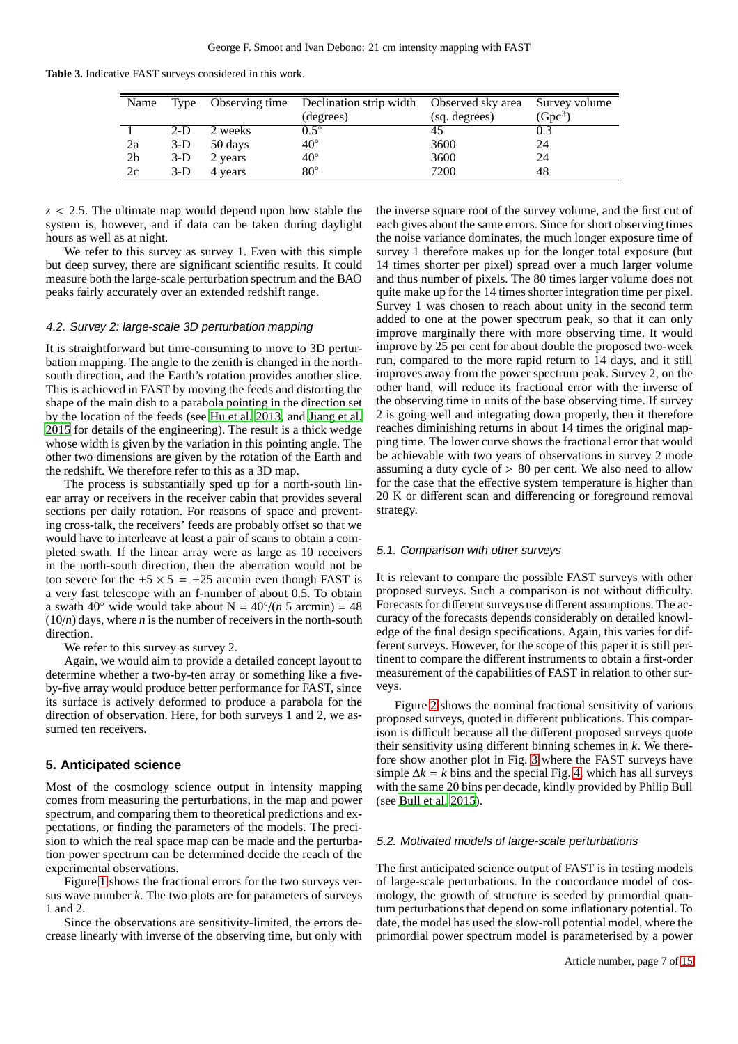**Table 3.** Indicative FAST surveys considered in this work.

| Name | Type | Observing time | Declination strip width (degrees) | Observed sky area (sq. degrees) | Survey volume ($Gpc^3$) |
|---|---|---|---|---|---|
| 1 | 2-D | 2 weeks | $0.5^\circ$ | 45 | 0.3 |
| 2a | 3-D | 50 days | $40^\circ$ | 3600 | 24 |
| 2b | 3-D | 2 years | $40^\circ$ | 3600 | 24 |
| 2c | 3-D | 4 years | $80^\circ$ | 7200 | 48 |

$z < 2.5$. The ultimate map would depend upon how stable the system is, however, and if data can be taken during daylight hours as well as at night.

We refer to this survey as survey 1. Even with this simple but deep survey, there are significant scientific results. It could measure both the large-scale perturbation spectrum and the BAO peaks fairly accurately over an extended redshift range.

### 4.2. Survey 2: large-scale 3D perturbation mapping

It is straightforward but time-consuming to move to 3D perturbation mapping. The angle to the zenith is changed in the north-south direction, and the Earth's rotation provides another slice. This is achieved in FAST by moving the feeds and distorting the shape of the main dish to a parabola pointing in the direction set by the location of the feeds (see Hu et al. 2013, and Jiang et al. 2015 for details of the engineering). The result is a thick wedge whose width is given by the variation in this pointing angle. The other two dimensions are given by the rotation of the Earth and the redshift. We therefore refer to this as a 3D map.

The process is substantially sped up for a north-south linear array or receivers in the receiver cabin that provides several sections per daily rotation. For reasons of space and preventing cross-talk, the receivers' feeds are probably offset so that we would have to interleave at least a pair of scans to obtain a completed swath. If the linear array were as large as 10 receivers in the north-south direction, then the aberration would not be too severe for the $\pm 5 \times 5 = \pm 25$ arcmin even though FAST is a very fast telescope with an f-number of about 0.5. To obtain a swath $40^\circ$ wide would take about $N = 40^\circ/(n\ 5\ \text{arcmin}) = 48\ (10/n)$ days, where $n$ is the number of receivers in the north-south direction.

We refer to this survey as survey 2.

Again, we would aim to provide a detailed concept layout to determine whether a two-by-ten array or something like a five-by-five array would produce better performance for FAST, since its surface is actively deformed to produce a parabola for the direction of observation. Here, for both surveys 1 and 2, we assumed ten receivers.

## 5. Anticipated science

Most of the cosmology science output in intensity mapping comes from measuring the perturbations, in the map and power spectrum, and comparing them to theoretical predictions and expectations, or finding the parameters of the models. The precision to which the real space map can be made and the perturbation power spectrum can be determined decide the reach of the experimental observations.

Figure 1 shows the fractional errors for the two surveys versus wave number $k$. The two plots are for parameters of surveys 1 and 2.

Since the observations are sensitivity-limited, the errors decrease linearly with inverse of the observing time, but only with the inverse square root of the survey volume, and the first cut of each gives about the same errors. Since for short observing times the noise variance dominates, the much longer exposure time of survey 1 therefore makes up for the longer total exposure (but 14 times shorter per pixel) spread over a much larger volume and thus number of pixels. The 80 times larger volume does not quite make up for the 14 times shorter integration time per pixel. Survey 1 was chosen to reach about unity in the second term added to one at the power spectrum peak, so that it can only improve marginally there with more observing time. It would improve by 25 per cent for about double the proposed two-week run, compared to the more rapid return to 14 days, and it still improves away from the power spectrum peak. Survey 2, on the other hand, will reduce its fractional error with the inverse of the observing time in units of the base observing time. If survey 2 is going well and integrating down properly, then it therefore reaches diminishing returns in about 14 times the original mapping time. The lower curve shows the fractional error that would be achievable with two years of observations in survey 2 mode assuming a duty cycle of $> 80$ per cent. We also need to allow for the case that the effective system temperature is higher than 20 K or different scan and differencing or foreground removal strategy.

### 5.1. Comparison with other surveys

It is relevant to compare the possible FAST surveys with other proposed surveys. Such a comparison is not without difficulty. Forecasts for different surveys use different assumptions. The accuracy of the forecasts depends considerably on detailed knowledge of the final design specifications. Again, this varies for different surveys. However, for the scope of this paper it is still pertinent to compare the different instruments to obtain a first-order measurement of the capabilities of FAST in relation to other surveys.

Figure 2 shows the nominal fractional sensitivity of various proposed surveys, quoted in different publications. This comparison is difficult because all the different proposed surveys quote their sensitivity using different binning schemes in $k$. We therefore show another plot in Fig. 3 where the FAST surveys have simple $\Delta k = k$ bins and the special Fig. 4, which has all surveys with the same 20 bins per decade, kindly provided by Philip Bull (see Bull et al. 2015).

### 5.2. Motivated models of large-scale perturbations

The first anticipated science output of FAST is in testing models of large-scale perturbations. In the concordance model of cosmology, the growth of structure is seeded by primordial quantum perturbations that depend on some inflationary potential. To date, the model has used the slow-roll potential model, where the primordial power spectrum model is parameterised by a power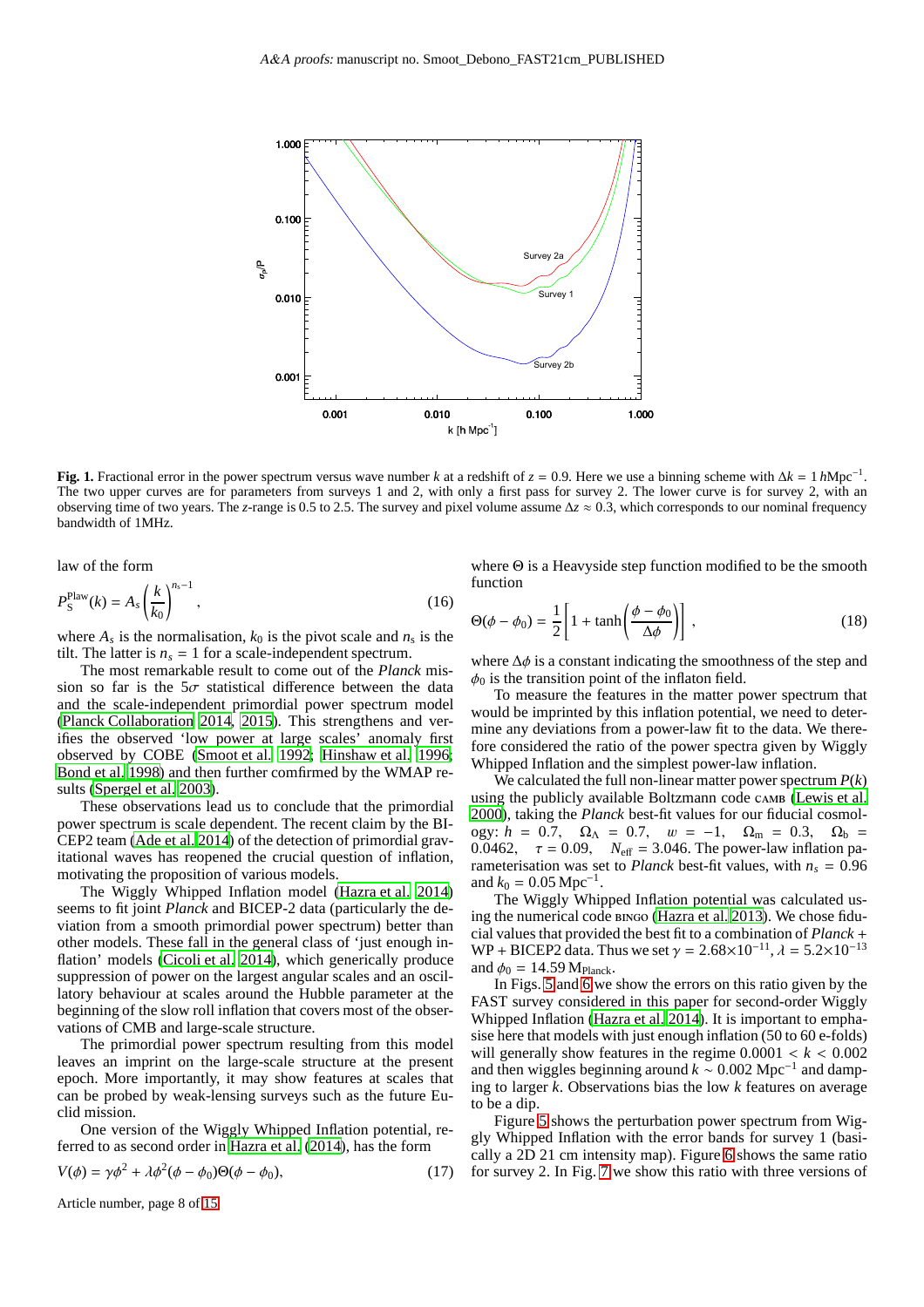**Fig. 1.** Fractional error in the power spectrum versus wave number $k$ at a redshift of $z = 0.9$. Here we use a binning scheme with $\Delta k = 1\,h\mathrm{Mpc}^{-1}$. The two upper curves are for parameters from surveys 1 and 2, with only a first pass for survey 2. The lower curve is for survey 2, with an observing time of two years. The $z$-range is 0.5 to 2.5. The survey and pixel volume assume $\Delta z \approx 0.3$, which corresponds to our nominal frequency bandwidth of 1MHz.

law of the form

$$P_{\mathrm{S}}^{\mathrm{Plaw}}(k) = A_s \left(\frac{k}{k_0}\right)^{n_s - 1}, \tag{16}$$

where $A_s$ is the normalisation, $k_0$ is the pivot scale and $n_s$ is the tilt. The latter is $n_s = 1$ for a scale-independent spectrum.

The most remarkable result to come out of the *Planck* mission so far is the $5\sigma$ statistical difference between the data and the scale-independent primordial power spectrum model (Planck Collaboration 2014, 2015). This strengthens and verifies the observed 'low power at large scales' anomaly first observed by COBE (Smoot et al. 1992; Hinshaw et al. 1996; Bond et al. 1998) and then further comfirmed by the WMAP results (Spergel et al. 2003).

These observations lead us to conclude that the primordial power spectrum is scale dependent. The recent claim by the BICEP2 team (Ade et al. 2014) of the detection of primordial gravitational waves has reopened the crucial question of inflation, motivating the proposition of various models.

The Wiggly Whipped Inflation model (Hazra et al. 2014) seems to fit joint *Planck* and BICEP-2 data (particularly the deviation from a smooth primordial power spectrum) better than other models. These fall in the general class of 'just enough inflation' models (Cicoli et al. 2014), which generically produce suppression of power on the largest angular scales and an oscillatory behaviour at scales around the Hubble parameter at the beginning of the slow roll inflation that covers most of the observations of CMB and large-scale structure.

The primordial power spectrum resulting from this model leaves an imprint on the large-scale structure at the present epoch. More importantly, it may show features at scales that can be probed by weak-lensing surveys such as the future Euclid mission.

One version of the Wiggly Whipped Inflation potential, referred to as second order in Hazra et al. (2014), has the form

$$V(\phi) = \gamma\phi^2 + \lambda\phi^2(\phi - \phi_0)\Theta(\phi - \phi_0), \tag{17}$$

where $\Theta$ is a Heavyside step function modified to be the smooth function

$$\Theta(\phi - \phi_0) = \frac{1}{2}\left[1 + \tanh\left(\frac{\phi - \phi_0}{\Delta\phi}\right)\right], \tag{18}$$

where $\Delta\phi$ is a constant indicating the smoothness of the step and $\phi_0$ is the transition point of the inflaton field.

To measure the features in the matter power spectrum that would be imprinted by this inflation potential, we need to determine any deviations from a power-law fit to the data. We therefore considered the ratio of the power spectra given by Wiggly Whipped Inflation and the simplest power-law inflation.

We calculated the full non-linear matter power spectrum $P(k)$ using the publicly available Boltzmann code CAMB (Lewis et al. 2000), taking the *Planck* best-fit values for our fiducial cosmology: $h = 0.7$, $\Omega_\Lambda = 0.7$, $w = -1$, $\Omega_\mathrm{m} = 0.3$, $\Omega_\mathrm{b} = 0.0462$, $\tau = 0.09$, $N_\mathrm{eff} = 3.046$. The power-law inflation parameterisation was set to *Planck* best-fit values, with $n_s = 0.96$ and $k_0 = 0.05\,\mathrm{Mpc}^{-1}$.

The Wiggly Whipped Inflation potential was calculated using the numerical code BINGO (Hazra et al. 2013). We chose fiducial values that provided the best fit to a combination of *Planck* + WP + BICEP2 data. Thus we set $\gamma = 2.68\times10^{-11}$, $\lambda = 5.2\times10^{-13}$ and $\phi_0 = 14.59\,\mathrm{M}_\mathrm{Planck}$.

In Figs. 5 and 6 we show the errors on this ratio given by the FAST survey considered in this paper for second-order Wiggly Whipped Inflation (Hazra et al. 2014). It is important to emphasise here that models with just enough inflation (50 to 60 e-folds) will generally show features in the regime $0.0001 < k < 0.002$ and then wiggles beginning around $k \sim 0.002\,\mathrm{Mpc}^{-1}$ and damping to larger $k$. Observations bias the low $k$ features on average to be a dip.

Figure 5 shows the perturbation power spectrum from Wiggly Whipped Inflation with the error bands for survey 1 (basically a 2D 21 cm intensity map). Figure 6 shows the same ratio for survey 2. In Fig. 7 we show this ratio with three versions of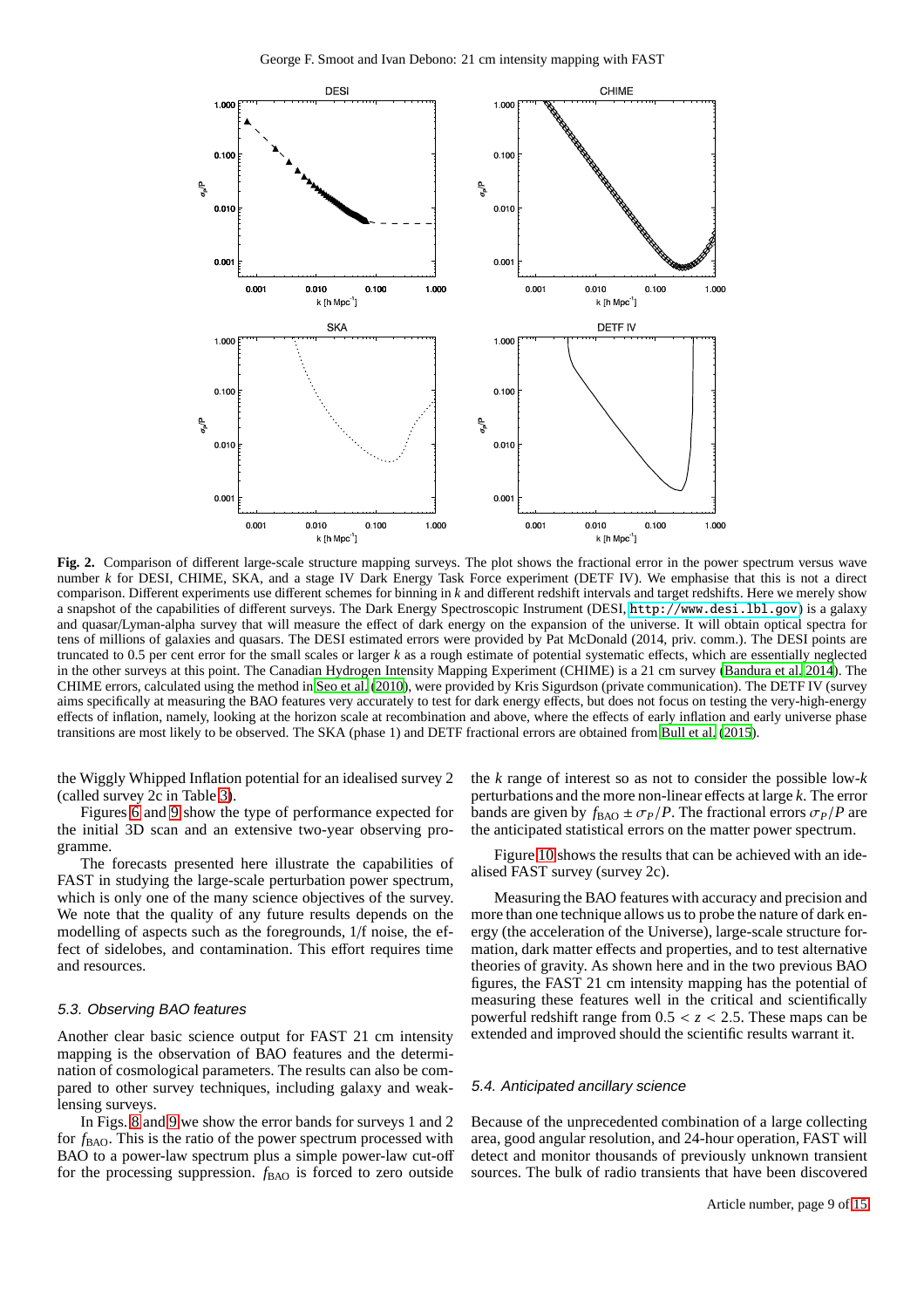**Fig. 2.** Comparison of different large-scale structure mapping surveys. The plot shows the fractional error in the power spectrum versus wave number $k$ for DESI, CHIME, SKA, and a stage IV Dark Energy Task Force experiment (DETF IV). We emphasise that this is not a direct comparison. Different experiments use different schemes for binning in $k$ and different redshift intervals and target redshifts. Here we merely show a snapshot of the capabilities of different surveys. The Dark Energy Spectroscopic Instrument (DESI, `http://www.desi.lbl.gov`) is a galaxy and quasar/Lyman-alpha survey that will measure the effect of dark energy on the expansion of the universe. It will obtain optical spectra for tens of millions of galaxies and quasars. The DESI estimated errors were provided by Pat McDonald (2014, priv. comm.). The DESI points are truncated to 0.5 per cent error for the small scales or larger $k$ as a rough estimate of potential systematic effects, which are essentially neglected in the other surveys at this point. The Canadian Hydrogen Intensity Mapping Experiment (CHIME) is a 21 cm survey (Bandura et al. 2014). The CHIME errors, calculated using the method in Seo et al. (2010), were provided by Kris Sigurdson (private communication). The DETF IV (survey aims specifically at measuring the BAO features very accurately to test for dark energy effects, but does not focus on testing the very-high-energy effects of inflation, namely, looking at the horizon scale at recombination and above, where the effects of early inflation and early universe phase transitions are most likely to be observed. The SKA (phase 1) and DETF fractional errors are obtained from Bull et al. (2015).

the Wiggly Whipped Inflation potential for an idealised survey 2 (called survey 2c in Table 3).

Figures 6 and 9 show the type of performance expected for the initial 3D scan and an extensive two-year observing programme.

The forecasts presented here illustrate the capabilities of FAST in studying the large-scale perturbation power spectrum, which is only one of the many science objectives of the survey. We note that the quality of any future results depends on the modelling of aspects such as the foregrounds, 1/f noise, the effect of sidelobes, and contamination. This effort requires time and resources.

### 5.3. Observing BAO features

Another clear basic science output for FAST 21 cm intensity mapping is the observation of BAO features and the determination of cosmological parameters. The results can also be compared to other survey techniques, including galaxy and weak-lensing surveys.

In Figs. 8 and 9 we show the error bands for surveys 1 and 2 for $f_{\rm BAO}$. This is the ratio of the power spectrum processed with BAO to a power-law spectrum plus a simple power-law cut-off for the processing suppression. $f_{\rm BAO}$ is forced to zero outside the $k$ range of interest so as not to consider the possible low-$k$ perturbations and the more non-linear effects at large $k$. The error bands are given by $f_{\rm BAO} \pm \sigma_P/P$. The fractional errors $\sigma_P/P$ are the anticipated statistical errors on the matter power spectrum.

Figure 10 shows the results that can be achieved with an idealised FAST survey (survey 2c).

Measuring the BAO features with accuracy and precision and more than one technique allows us to probe the nature of dark energy (the acceleration of the Universe), large-scale structure formation, dark matter effects and properties, and to test alternative theories of gravity. As shown here and in the two previous BAO figures, the FAST 21 cm intensity mapping has the potential of measuring these features well in the critical and scientifically powerful redshift range from $0.5 < z < 2.5$. These maps can be extended and improved should the scientific results warrant it.

### 5.4. Anticipated ancillary science

Because of the unprecedented combination of a large collecting area, good angular resolution, and 24-hour operation, FAST will detect and monitor thousands of previously unknown transient sources. The bulk of radio transients that have been discovered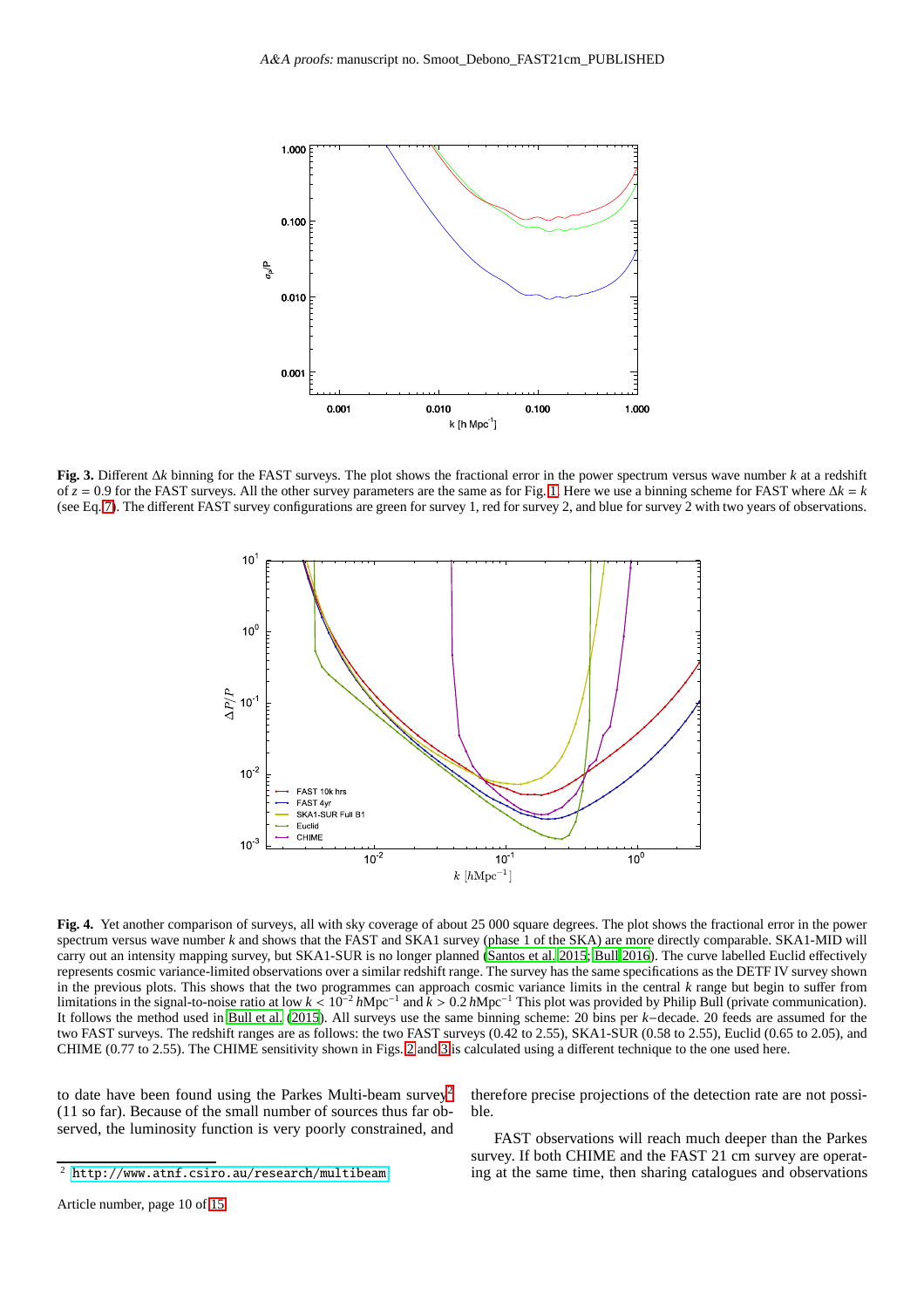**Fig. 3.** Different $\Delta k$ binning for the FAST surveys. The plot shows the fractional error in the power spectrum versus wave number $k$ at a redshift of $z = 0.9$ for the FAST surveys. All the other survey parameters are the same as for Fig. 1. Here we use a binning scheme for FAST where $\Delta k = k$ (see Eq. 7). The different FAST survey configurations are green for survey 1, red for survey 2, and blue for survey 2 with two years of observations.

**Fig. 4.** Yet another comparison of surveys, all with sky coverage of about 25 000 square degrees. The plot shows the fractional error in the power spectrum versus wave number $k$ and shows that the FAST and SKA1 survey (phase 1 of the SKA) are more directly comparable. SKA1-MID will carry out an intensity mapping survey, but SKA1-SUR is no longer planned (Santos et al. 2015; Bull 2016). The curve labelled Euclid effectively represents cosmic variance-limited observations over a similar redshift range. The survey has the same specifications as the DETF IV survey shown in the previous plots. This shows that the two programmes can approach cosmic variance limits in the central $k$ range but begin to suffer from limitations in the signal-to-noise ratio at low $k < 10^{-2}\,h\mathrm{Mpc}^{-1}$ and $k > 0.2\,h\mathrm{Mpc}^{-1}$ This plot was provided by Philip Bull (private communication). It follows the method used in Bull et al. (2015). All surveys use the same binning scheme: 20 bins per $k$−decade. 20 feeds are assumed for the two FAST surveys. The redshift ranges are as follows: the two FAST surveys (0.42 to 2.55), SKA1-SUR (0.58 to 2.55), Euclid (0.65 to 2.05), and CHIME (0.77 to 2.55). The CHIME sensitivity shown in Figs. 2 and 3 is calculated using a different technique to the one used here.

to date have been found using the Parkes Multi-beam survey[2] (11 so far). Because of the small number of sources thus far observed, the luminosity function is very poorly constrained, and therefore precise projections of the detection rate are not possible.

FAST observations will reach much deeper than the Parkes survey. If both CHIME and the FAST 21 cm survey are operating at the same time, then sharing catalogues and observations

[2] http://www.atnf.csiro.au/research/multibeam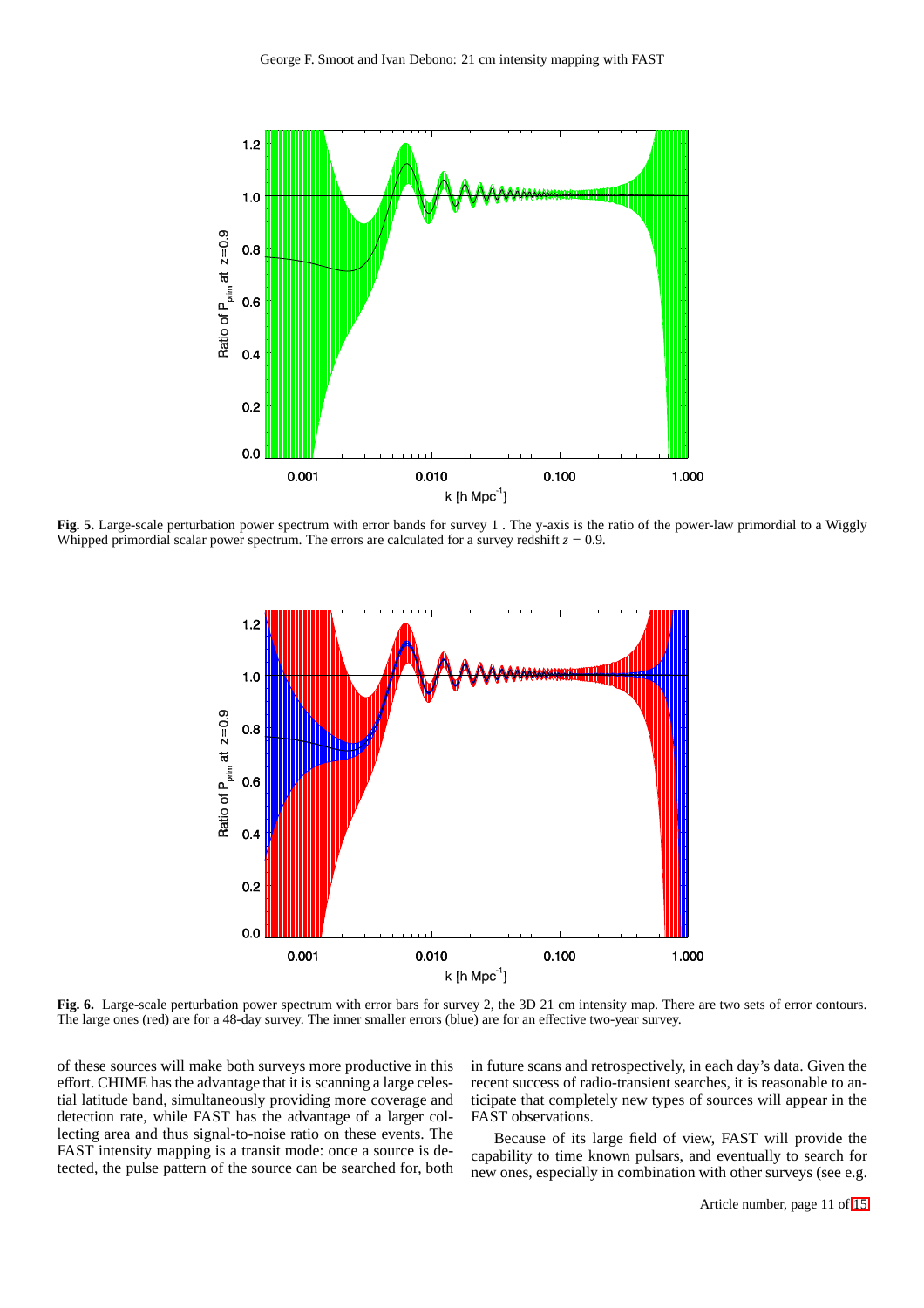**Fig. 5.** Large-scale perturbation power spectrum with error bands for survey 1 . The y-axis is the ratio of the power-law primordial to a Wiggly Whipped primordial scalar power spectrum. The errors are calculated for a survey redshift $z = 0.9$.

**Fig. 6.** Large-scale perturbation power spectrum with error bars for survey 2, the 3D 21 cm intensity map. There are two sets of error contours. The large ones (red) are for a 48-day survey. The inner smaller errors (blue) are for an effective two-year survey.

of these sources will make both surveys more productive in this effort. CHIME has the advantage that it is scanning a large celestial latitude band, simultaneously providing more coverage and detection rate, while FAST has the advantage of a larger collecting area and thus signal-to-noise ratio on these events. The FAST intensity mapping is a transit mode: once a source is detected, the pulse pattern of the source can be searched for, both in future scans and retrospectively, in each day's data. Given the recent success of radio-transient searches, it is reasonable to anticipate that completely new types of sources will appear in the FAST observations.

Because of its large field of view, FAST will provide the capability to time known pulsars, and eventually to search for new ones, especially in combination with other surveys (see e.g.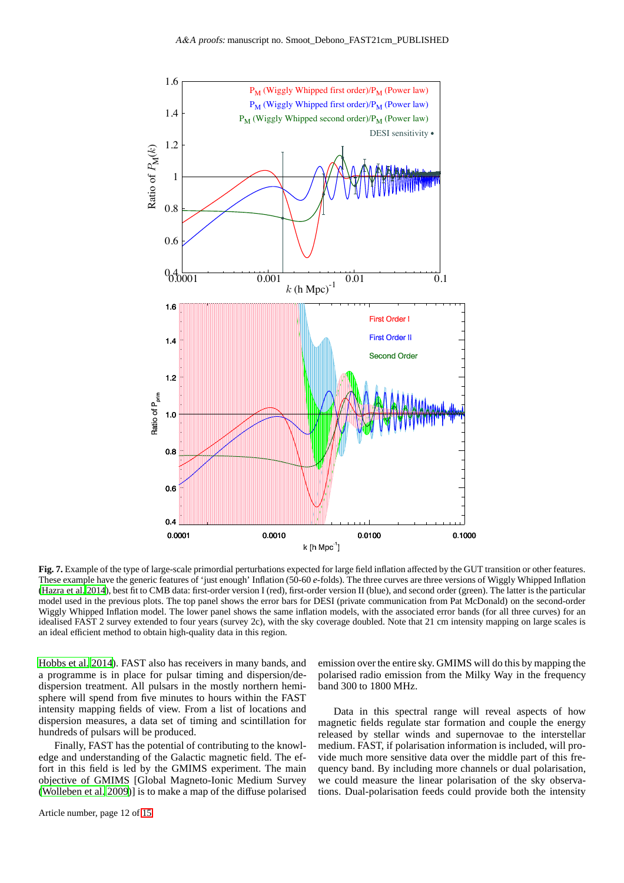**Fig. 7.** Example of the type of large-scale primordial perturbations expected for large field inflation affected by the GUT transition or other features. These example have the generic features of 'just enough' Inflation (50-60 *e*-folds). The three curves are three versions of Wiggly Whipped Inflation (Hazra et al. 2014), best fit to CMB data: first-order version I (red), first-order version II (blue), and second order (green). The latter is the particular model used in the previous plots. The top panel shows the error bars for DESI (private communication from Pat McDonald) on the second-order Wiggly Whipped Inflation model. The lower panel shows the same inflation models, with the associated error bands (for all three curves) for an idealised FAST 2 survey extended to four years (survey 2c), with the sky coverage doubled. Note that 21 cm intensity mapping on large scales is an ideal efficient method to obtain high-quality data in this region.

Hobbs et al. 2014). FAST also has receivers in many bands, and a programme is in place for pulsar timing and dispersion/de-dispersion treatment. All pulsars in the mostly northern hemisphere will spend from five minutes to hours within the FAST intensity mapping fields of view. From a list of locations and dispersion measures, a data set of timing and scintillation for hundreds of pulsars will be produced.

Finally, FAST has the potential of contributing to the knowledge and understanding of the Galactic magnetic field. The effort in this field is led by the GMIMS experiment. The main objective of GMIMS [Global Magneto-Ionic Medium Survey (Wolleben et al. 2009)] is to make a map of the diffuse polarised emission over the entire sky. GMIMS will do this by mapping the polarised radio emission from the Milky Way in the frequency band 300 to 1800 MHz.

Data in this spectral range will reveal aspects of how magnetic fields regulate star formation and couple the energy released by stellar winds and supernovae to the interstellar medium. FAST, if polarisation information is included, will provide much more sensitive data over the middle part of this frequency band. By including more channels or dual polarisation, we could measure the linear polarisation of the sky observations. Dual-polarisation feeds could provide both the intensity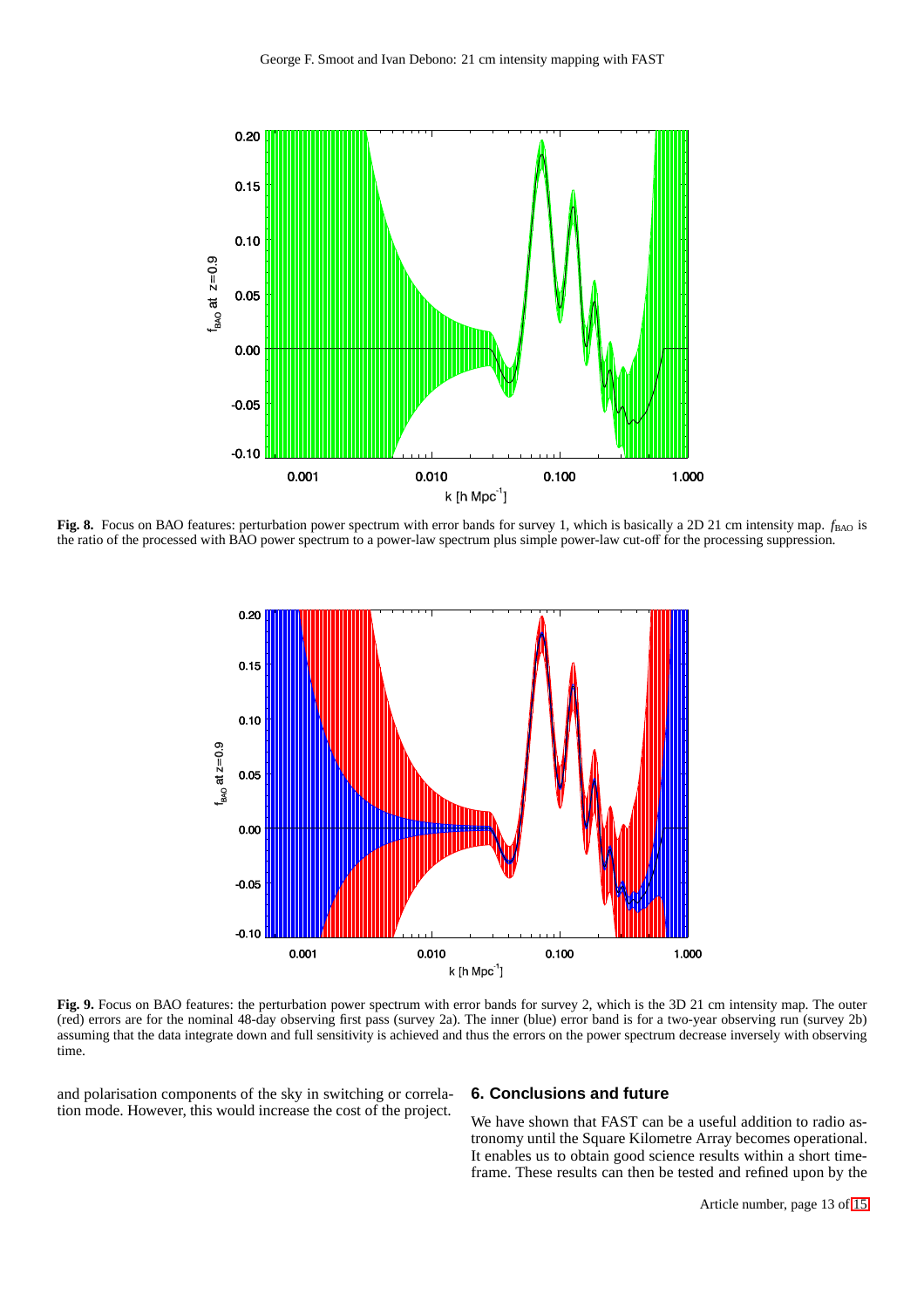**Fig. 8.** Focus on BAO features: perturbation power spectrum with error bands for survey 1, which is basically a 2D 21 cm intensity map. $f_{\rm BAO}$ is the ratio of the processed with BAO power spectrum to a power-law spectrum plus simple power-law cut-off for the processing suppression.

**Fig. 9.** Focus on BAO features: the perturbation power spectrum with error bands for survey 2, which is the 3D 21 cm intensity map. The outer (red) errors are for the nominal 48-day observing first pass (survey 2a). The inner (blue) error band is for a two-year observing run (survey 2b) assuming that the data integrate down and full sensitivity is achieved and thus the errors on the power spectrum decrease inversely with observing time.

and polarisation components of the sky in switching or correlation mode. However, this would increase the cost of the project.

## 6. Conclusions and future

We have shown that FAST can be a useful addition to radio astronomy until the Square Kilometre Array becomes operational. It enables us to obtain good science results within a short timeframe. These results can then be tested and refined upon by the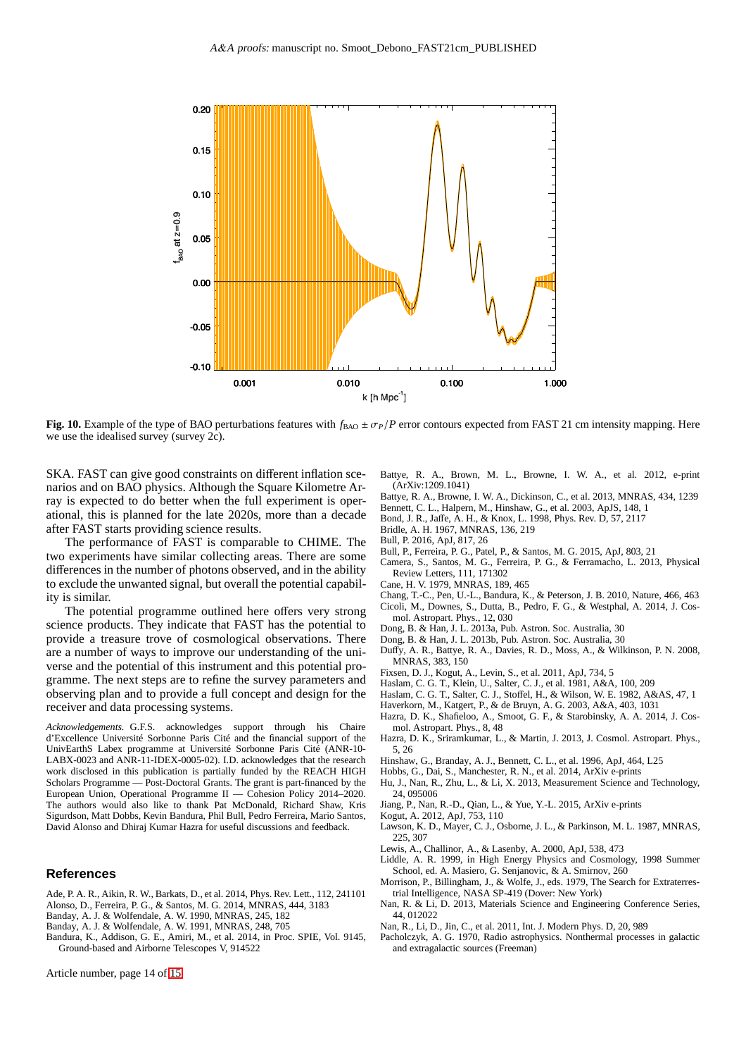**Fig. 10.** Example of the type of BAO perturbations features with $f_{\rm BAO} \pm \sigma_P/P$ error contours expected from FAST 21 cm intensity mapping. Here we use the idealised survey (survey 2c).

SKA. FAST can give good constraints on different inflation scenarios and on BAO physics. Although the Square Kilometre Array is expected to do better when the full experiment is operational, this is planned for the late 2020s, more than a decade after FAST starts providing science results.

The performance of FAST is comparable to CHIME. The two experiments have similar collecting areas. There are some differences in the number of photons observed, and in the ability to exclude the unwanted signal, but overall the potential capability is similar.

The potential programme outlined here offers very strong science products. They indicate that FAST has the potential to provide a treasure trove of cosmological observations. There are a number of ways to improve our understanding of the universe and the potential of this instrument and this potential programme. The next steps are to refine the survey parameters and observing plan and to provide a full concept and design for the receiver and data processing systems.

*Acknowledgements.* G.F.S. acknowledges support through his Chaire d'Excellence Université Sorbonne Paris Cité and the financial support of the UnivEarthS Labex programme at Université Sorbonne Paris Cité (ANR-10-LABX-0023 and ANR-11-IDEX-0005-02). I.D. acknowledges that the research work disclosed in this publication is partially funded by the REACH HIGH Scholars Programme — Post-Doctoral Grants. The grant is part-financed by the European Union, Operational Programme II — Cohesion Policy 2014–2020. The authors would also like to thank Pat McDonald, Richard Shaw, Kris Sigurdson, Matt Dobbs, Kevin Bandura, Phil Bull, Pedro Ferreira, Mario Santos, David Alonso and Dhiraj Kumar Hazra for useful discussions and feedback.

## References

Ade, P. A. R., Aikin, R. W., Barkats, D., et al. 2014, Phys. Rev. Lett., 112, 241101
Alonso, D., Ferreira, P. G., & Santos, M. G. 2014, MNRAS, 444, 3183
Banday, A. J. & Wolfendale, A. W. 1990, MNRAS, 245, 182
Banday, A. J. & Wolfendale, A. W. 1991, MNRAS, 248, 705
Bandura, K., Addison, G. E., Amiri, M., et al. 2014, in Proc. SPIE, Vol. 9145, Ground-based and Airborne Telescopes V, 914522
Battye, R. A., Brown, M. L., Browne, I. W. A., et al. 2012, e-print (ArXiv:1209.1041)
Battye, R. A., Browne, I. W. A., Dickinson, C., et al. 2013, MNRAS, 434, 1239
Bennett, C. L., Halpern, M., Hinshaw, G., et al. 2003, ApJS, 148, 1
Bond, J. R., Jaffe, A. H., & Knox, L. 1998, Phys. Rev. D, 57, 2117
Bridle, A. H. 1967, MNRAS, 136, 219
Bull, P. 2016, ApJ, 817, 26
Bull, P., Ferreira, P. G., Patel, P., & Santos, M. G. 2015, ApJ, 803, 21
Camera, S., Santos, M. G., Ferreira, P. G., & Ferramacho, L. 2013, Physical Review Letters, 111, 171302
Cane, H. V. 1979, MNRAS, 189, 465
Chang, T.-C., Pen, U.-L., Bandura, K., & Peterson, J. B. 2010, Nature, 466, 463
Cicoli, M., Downes, S., Dutta, B., Pedro, F. G., & Westphal, A. 2014, J. Cosmol. Astropart. Phys., 12, 030
Dong, B. & Han, J. L. 2013a, Pub. Astron. Soc. Australia, 30
Dong, B. & Han, J. L. 2013b, Pub. Astron. Soc. Australia, 30
Duffy, A. R., Battye, R. A., Davies, R. D., Moss, A., & Wilkinson, P. N. 2008, MNRAS, 383, 150
Fixsen, D. J., Kogut, A., Levin, S., et al. 2011, ApJ, 734, 5
Haslam, C. G. T., Klein, U., Salter, C. J., et al. 1981, A&A, 100, 209
Haslam, C. G. T., Salter, C. J., Stoffel, H., & Wilson, W. E. 1982, A&AS, 47, 1
Haverkorn, M., Katgert, P., & de Bruyn, A. G. 2003, A&A, 403, 1031
Hazra, D. K., Shafieloo, A., Smoot, G. F., & Starobinsky, A. A. 2014, J. Cosmol. Astropart. Phys., 8, 48
Hazra, D. K., Sriramkumar, L., & Martin, J. 2013, J. Cosmol. Astropart. Phys., 5, 26
Hinshaw, G., Branday, A. J., Bennett, C. L., et al. 1996, ApJ, 464, L25
Hobbs, G., Dai, S., Manchester, R. N., et al. 2014, ArXiv e-prints
Hu, J., Nan, R., Zhu, L., & Li, X. 2013, Measurement Science and Technology, 24, 095006
Jiang, P., Nan, R.-D., Qian, L., & Yue, Y.-L. 2015, ArXiv e-prints
Kogut, A. 2012, ApJ, 753, 110
Lawson, K. D., Mayer, C. J., Osborne, J. L., & Parkinson, M. L. 1987, MNRAS, 225, 307
Lewis, A., Challinor, A., & Lasenby, A. 2000, ApJ, 538, 473
Liddle, A. R. 1999, in High Energy Physics and Cosmology, 1998 Summer School, ed. A. Masiero, G. Senjanovic, & A. Smirnov, 260
Morrison, P., Billingham, J., & Wolfe, J., eds. 1979, The Search for Extraterrestrial Intelligence, NASA SP-419 (Dover: New York)
Nan, R. & Li, D. 2013, Materials Science and Engineering Conference Series, 44, 012022
Nan, R., Li, D., Jin, C., et al. 2011, Int. J. Modern Phys. D, 20, 989
Pacholczyk, A. G. 1970, Radio astrophysics. Nonthermal processes in galactic and extragalactic sources (Freeman)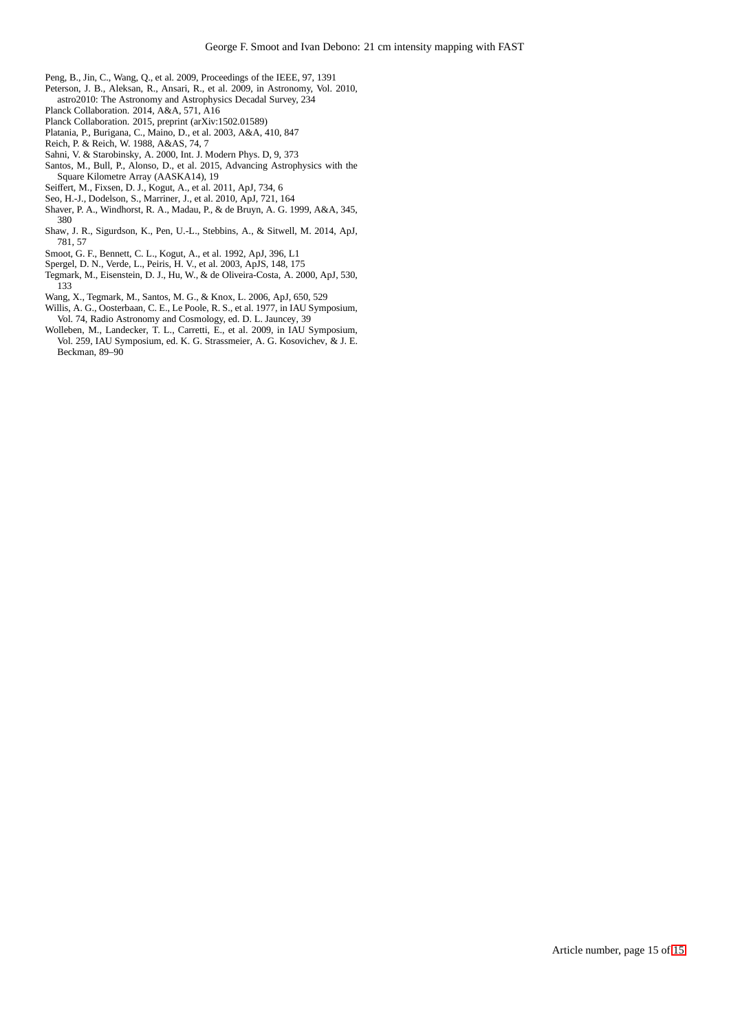Peng, B., Jin, C., Wang, Q., et al. 2009, Proceedings of the IEEE, 97, 1391

Peterson, J. B., Aleksan, R., Ansari, R., et al. 2009, in Astronomy, Vol. 2010, astro2010: The Astronomy and Astrophysics Decadal Survey, 234

Planck Collaboration. 2014, A&A, 571, A16

Planck Collaboration. 2015, preprint (arXiv:1502.01589)

Platania, P., Burigana, C., Maino, D., et al. 2003, A&A, 410, 847

Reich, P. & Reich, W. 1988, A&AS, 74, 7

Sahni, V. & Starobinsky, A. 2000, Int. J. Modern Phys. D, 9, 373

Santos, M., Bull, P., Alonso, D., et al. 2015, Advancing Astrophysics with the Square Kilometre Array (AASKA14), 19

Seiffert, M., Fixsen, D. J., Kogut, A., et al. 2011, ApJ, 734, 6

Seo, H.-J., Dodelson, S., Marriner, J., et al. 2010, ApJ, 721, 164

Shaver, P. A., Windhorst, R. A., Madau, P., & de Bruyn, A. G. 1999, A&A, 345, 380

Shaw, J. R., Sigurdson, K., Pen, U.-L., Stebbins, A., & Sitwell, M. 2014, ApJ, 781, 57

Smoot, G. F., Bennett, C. L., Kogut, A., et al. 1992, ApJ, 396, L1

Spergel, D. N., Verde, L., Peiris, H. V., et al. 2003, ApJS, 148, 175

Tegmark, M., Eisenstein, D. J., Hu, W., & de Oliveira-Costa, A. 2000, ApJ, 530, 133

Wang, X., Tegmark, M., Santos, M. G., & Knox, L. 2006, ApJ, 650, 529

Willis, A. G., Oosterbaan, C. E., Le Poole, R. S., et al. 1977, in IAU Symposium, Vol. 74, Radio Astronomy and Cosmology, ed. D. L. Jauncey, 39

Wolleben, M., Landecker, T. L., Carretti, E., et al. 2009, in IAU Symposium, Vol. 259, IAU Symposium, ed. K. G. Strassmeier, A. G. Kosovichev, & J. E. Beckman, 89–90